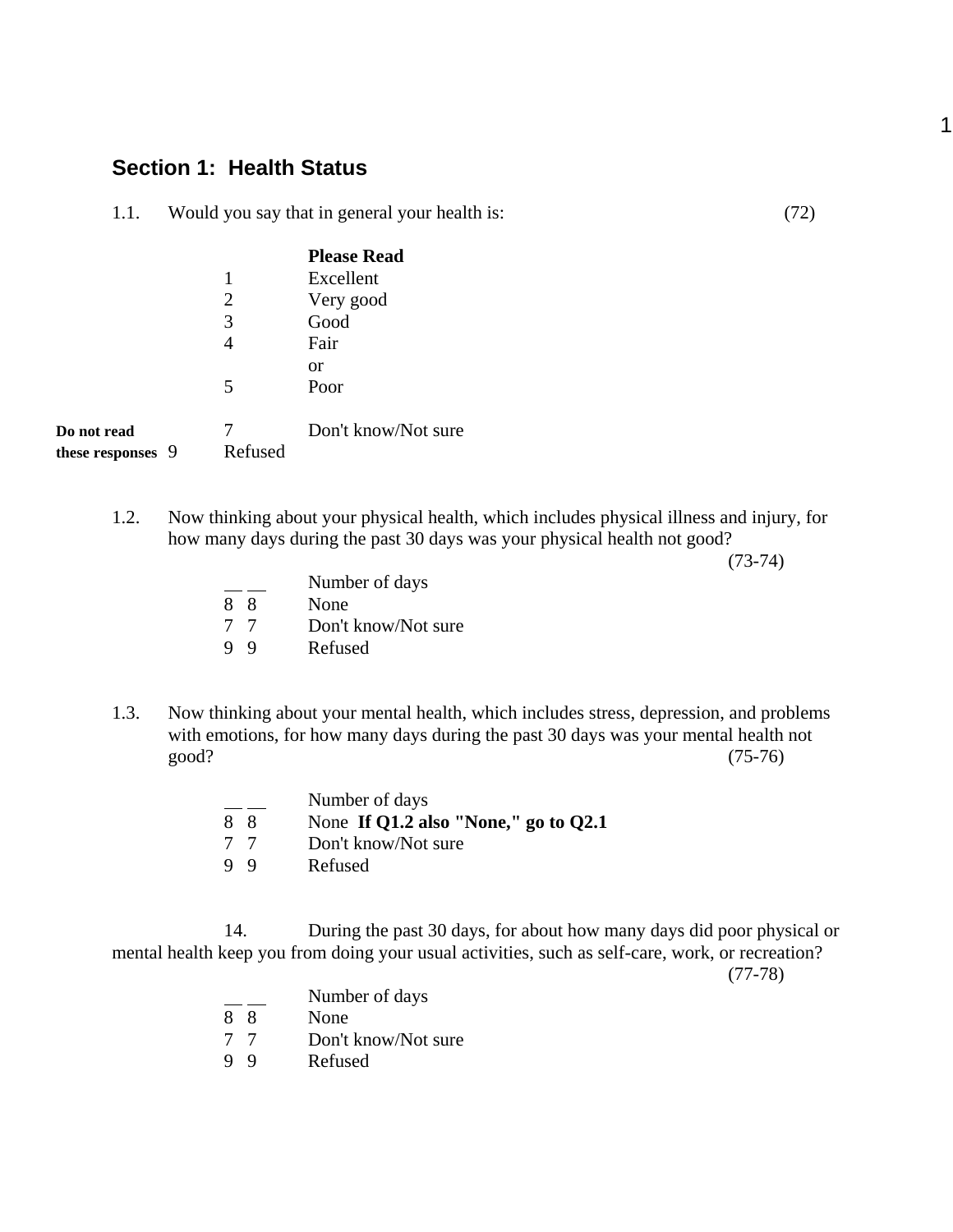## Section 1: Health Status

1.1. Would you say that in general your health is: (72)

**Please Read**

1 Excellent
2 Very good
3 Good
4 Fair
or
5 Poor

**Do not read these responses**
7 Don't know/Not sure
9 Refused

1.2. Now thinking about your physical health, which includes physical illness and injury, for how many days during the past 30 days was your physical health not good? (73-74)

__ __ Number of days
8 8 None
7 7 Don't know/Not sure
9 9 Refused

1.3. Now thinking about your mental health, which includes stress, depression, and problems with emotions, for how many days during the past 30 days was your mental health not good? (75-76)

__ __ Number of days
8 8 None **If Q1.2 also "None," go to Q2.1**
7 7 Don't know/Not sure
9 9 Refused

14. During the past 30 days, for about how many days did poor physical or mental health keep you from doing your usual activities, such as self-care, work, or recreation? (77-78)

__ __ Number of days
8 8 None
7 7 Don't know/Not sure
9 9 Refused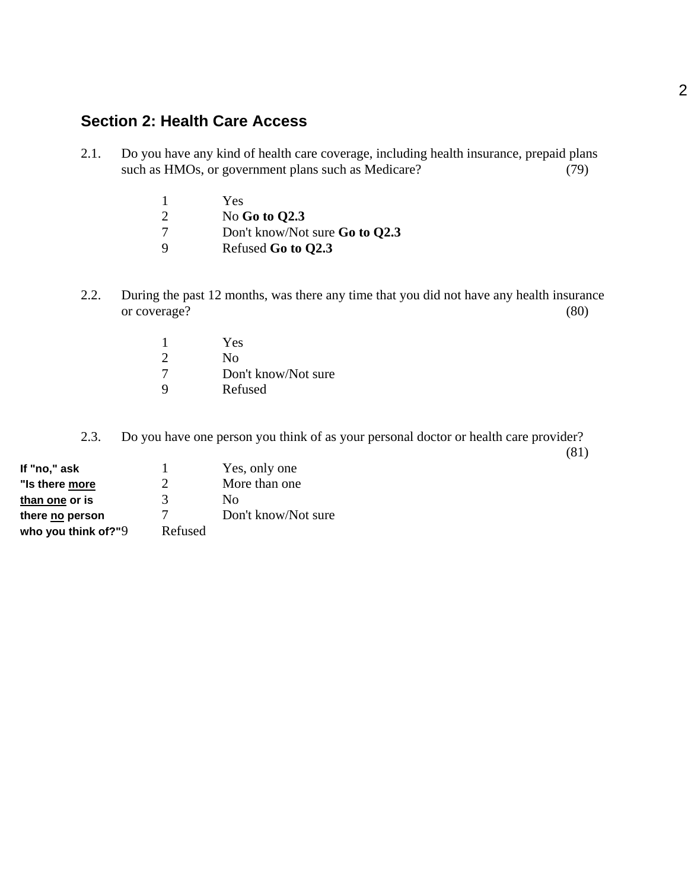## Section 2: Health Care Access

2.1. Do you have any kind of health care coverage, including health insurance, prepaid plans such as HMOs, or government plans such as Medicare? (79)

1 Yes
2 No **Go to Q2.3**
7 Don't know/Not sure **Go to Q2.3**
9 Refused **Go to Q2.3**

2.2. During the past 12 months, was there any time that you did not have any health insurance or coverage? (80)

1 Yes
2 No
7 Don't know/Not sure
9 Refused

2.3. Do you have one person you think of as your personal doctor or health care provider? (81)

**If "no," ask "Is there more than one or is there no person who you think of?"**

1 Yes, only one
2 More than one
3 No
7 Don't know/Not sure
9 Refused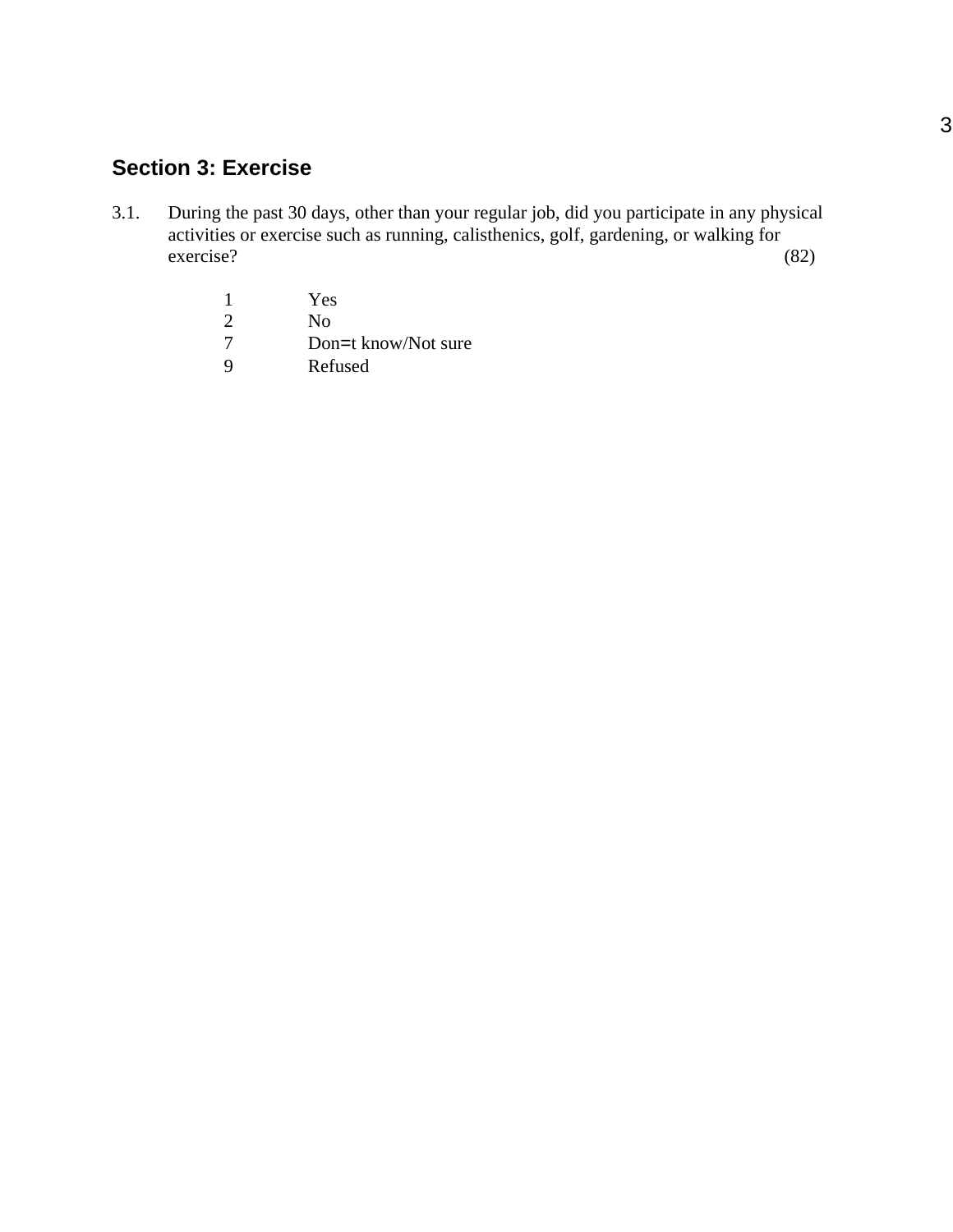## Section 3: Exercise

3.1. During the past 30 days, other than your regular job, did you participate in any physical activities or exercise such as running, calisthenics, golf, gardening, or walking for exercise? (82)

1 Yes
2 No
7 Don=t know/Not sure
9 Refused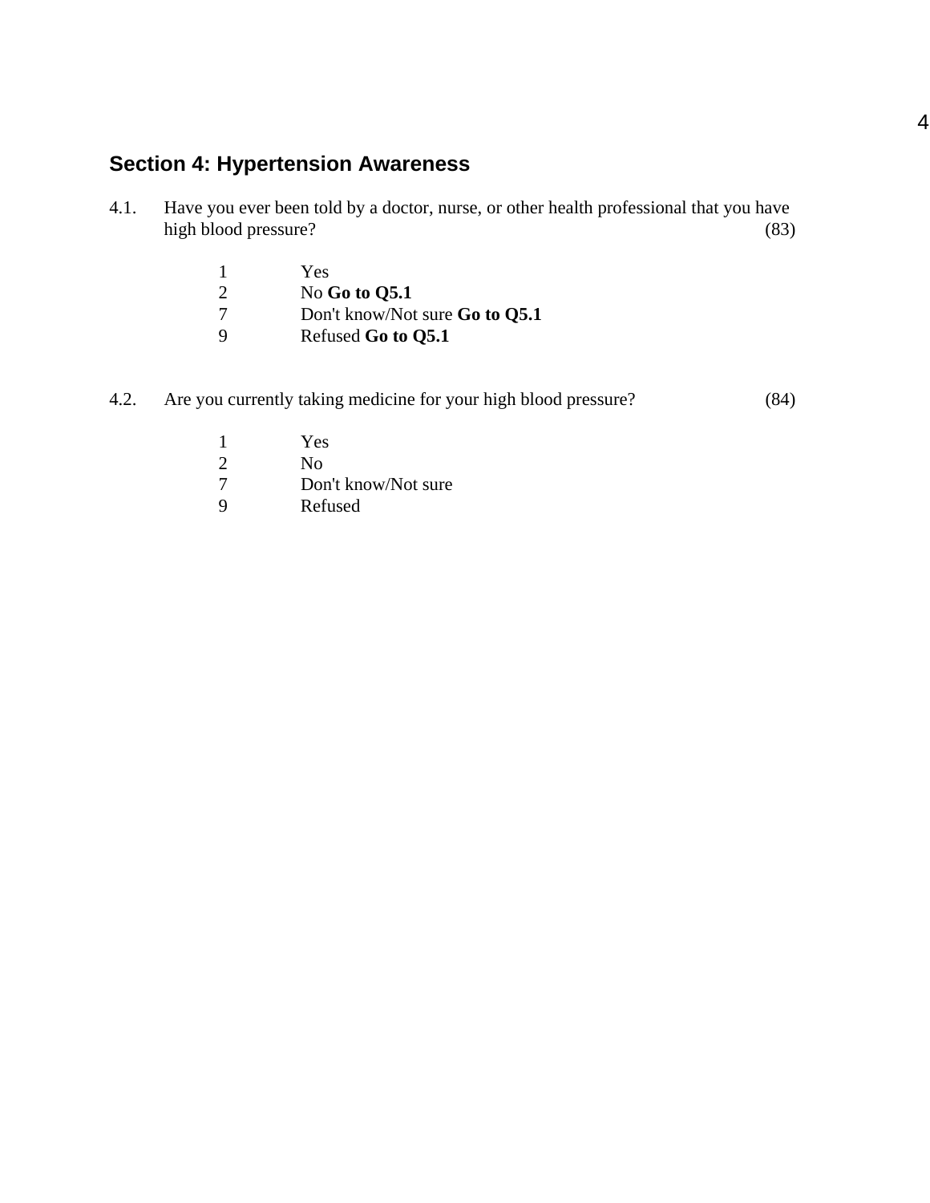## Section 4: Hypertension Awareness

4.1. Have you ever been told by a doctor, nurse, or other health professional that you have high blood pressure? (83)

1 Yes
2 No **Go to Q5.1**
7 Don't know/Not sure **Go to Q5.1**
9 Refused **Go to Q5.1**

4.2. Are you currently taking medicine for your high blood pressure? (84)

1 Yes
2 No
7 Don't know/Not sure
9 Refused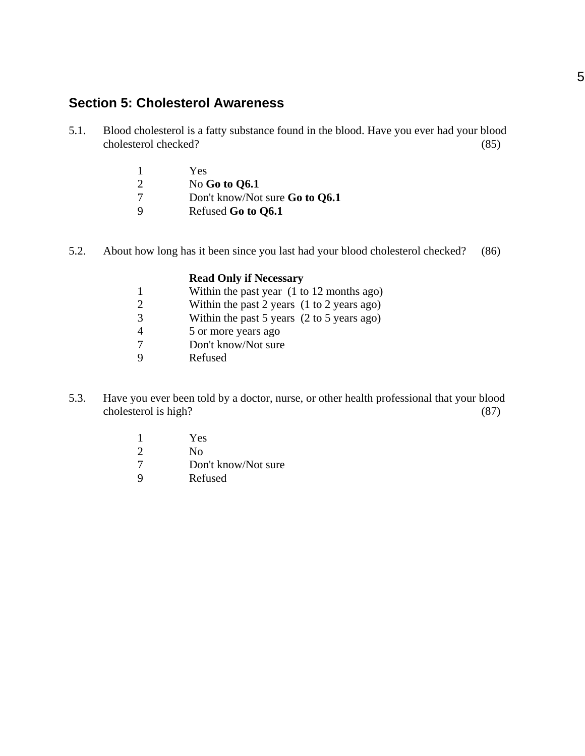## Section 5: Cholesterol Awareness

5.1. Blood cholesterol is a fatty substance found in the blood. Have you ever had your blood cholesterol checked? (85)

- 1 Yes
- 2 No **Go to Q6.1**
- 7 Don't know/Not sure **Go to Q6.1**
- 9 Refused **Go to Q6.1**

5.2. About how long has it been since you last had your blood cholesterol checked? (86)

**Read Only if Necessary**

- 1 Within the past year (1 to 12 months ago)
- 2 Within the past 2 years (1 to 2 years ago)
- 3 Within the past 5 years (2 to 5 years ago)
- 4 5 or more years ago
- 7 Don't know/Not sure
- 9 Refused

5.3. Have you ever been told by a doctor, nurse, or other health professional that your blood cholesterol is high? (87)

- 1 Yes
- 2 No
- 7 Don't know/Not sure
- 9 Refused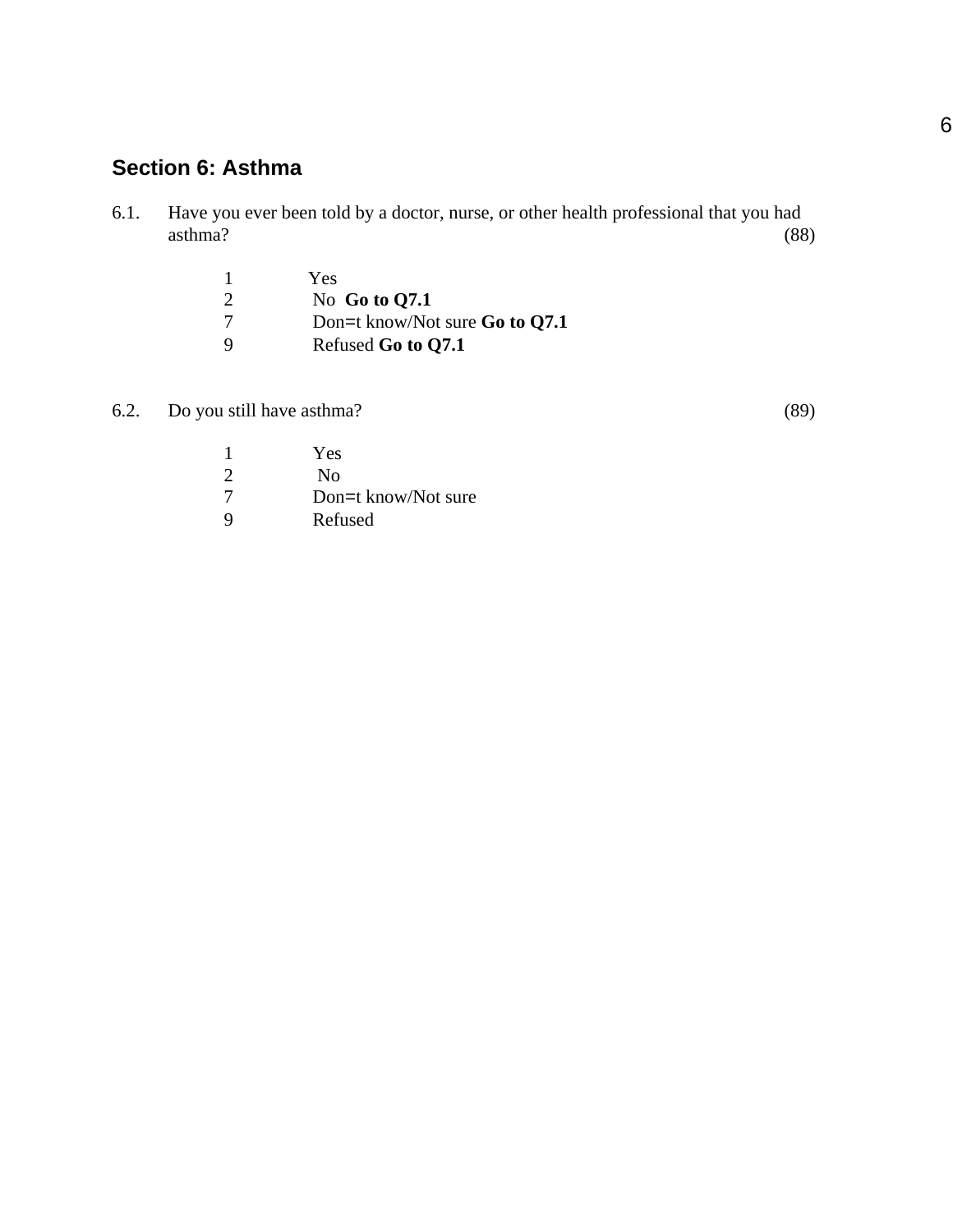## Section 6: Asthma

6.1. Have you ever been told by a doctor, nurse, or other health professional that you had asthma? (88)

1 Yes
2 No **Go to Q7.1**
7 Don=t know/Not sure **Go to Q7.1**
9 Refused **Go to Q7.1**

6.2. Do you still have asthma? (89)

1 Yes
2 No
7 Don=t know/Not sure
9 Refused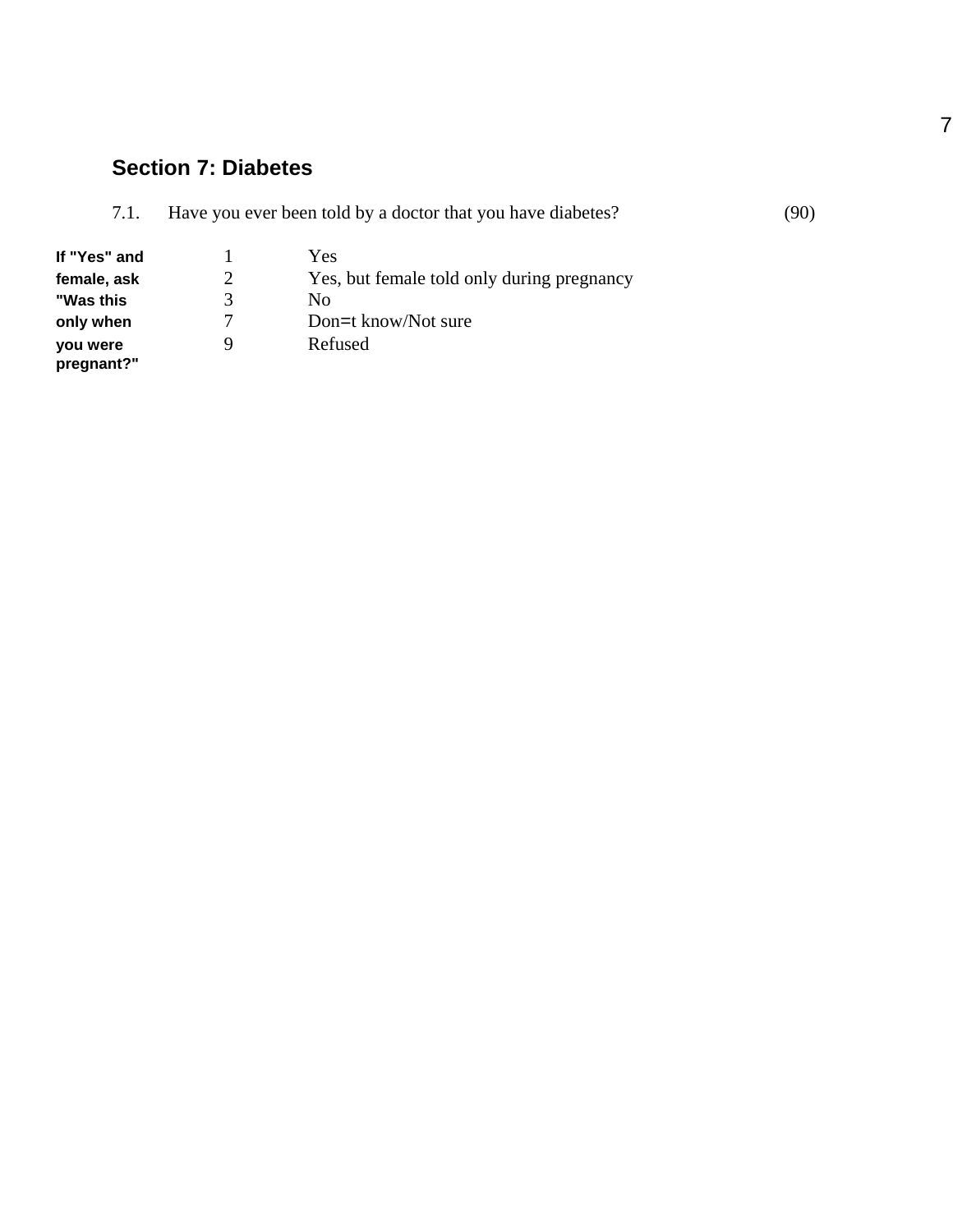## Section 7: Diabetes

7.1. Have you ever been told by a doctor that you have diabetes? (90)

**If "Yes" and female, ask "Was this only when you were pregnant?"**

1 Yes
2 Yes, but female told only during pregnancy
3 No
7 Don=t know/Not sure
9 Refused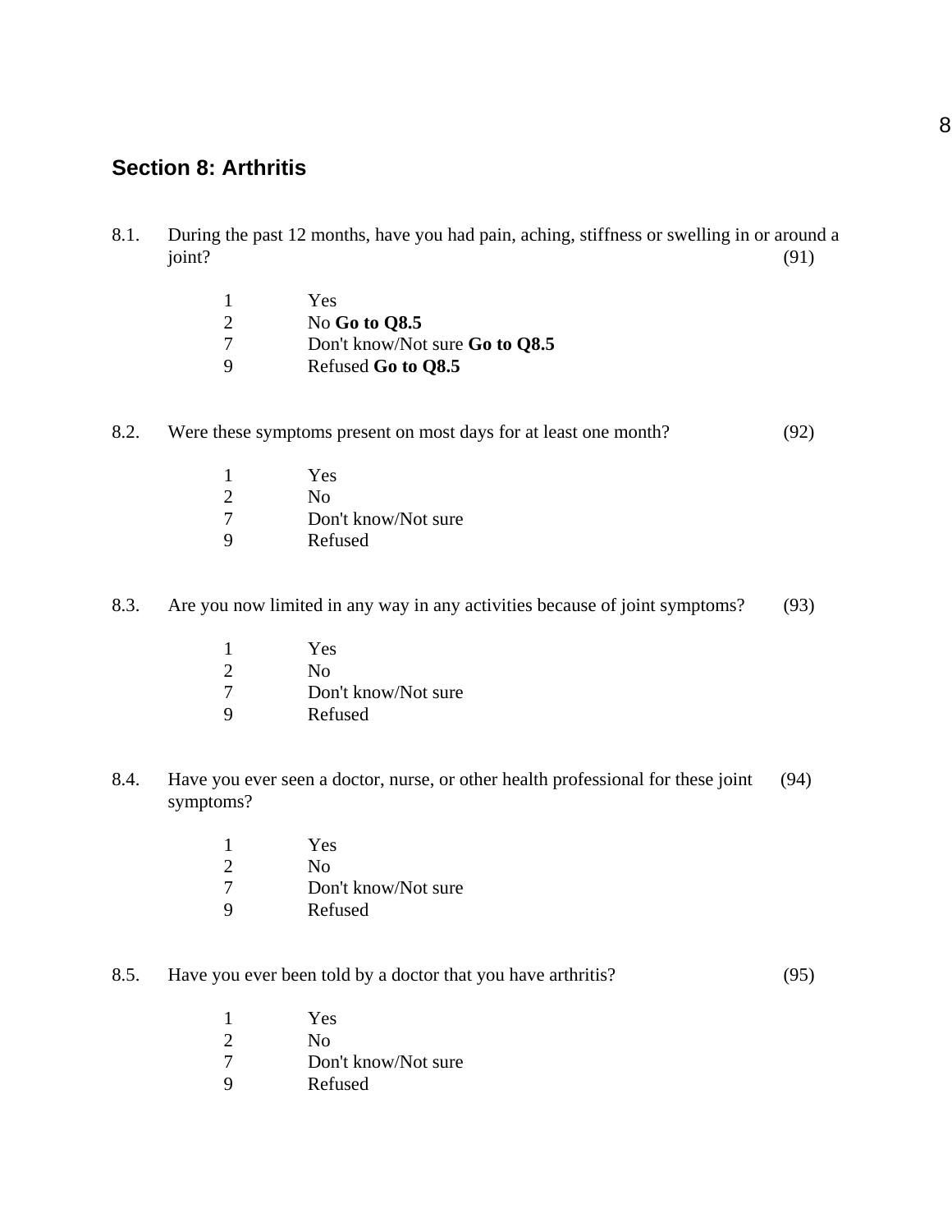## Section 8: Arthritis

8.1. During the past 12 months, have you had pain, aching, stiffness or swelling in or around a joint? (91)

1 Yes
2 No **Go to Q8.5**
7 Don't know/Not sure **Go to Q8.5**
9 Refused **Go to Q8.5**

8.2. Were these symptoms present on most days for at least one month? (92)

1 Yes
2 No
7 Don't know/Not sure
9 Refused

8.3. Are you now limited in any way in any activities because of joint symptoms? (93)

1 Yes
2 No
7 Don't know/Not sure
9 Refused

8.4. Have you ever seen a doctor, nurse, or other health professional for these joint symptoms? (94)

1 Yes
2 No
7 Don't know/Not sure
9 Refused

8.5. Have you ever been told by a doctor that you have arthritis? (95)

1 Yes
2 No
7 Don't know/Not sure
9 Refused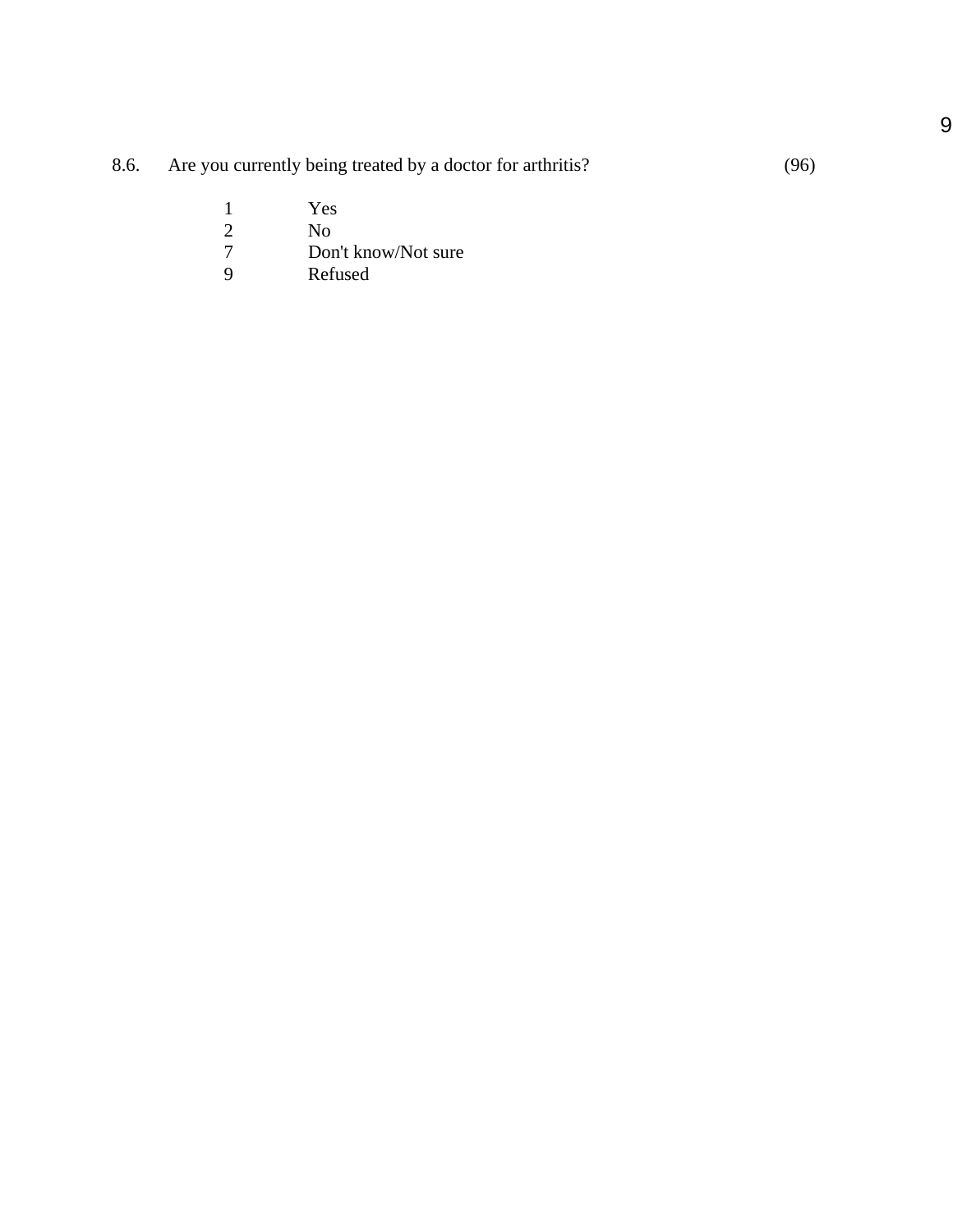8.6. Are you currently being treated by a doctor for arthritis? (96)

1 Yes
2 No
7 Don't know/Not sure
9 Refused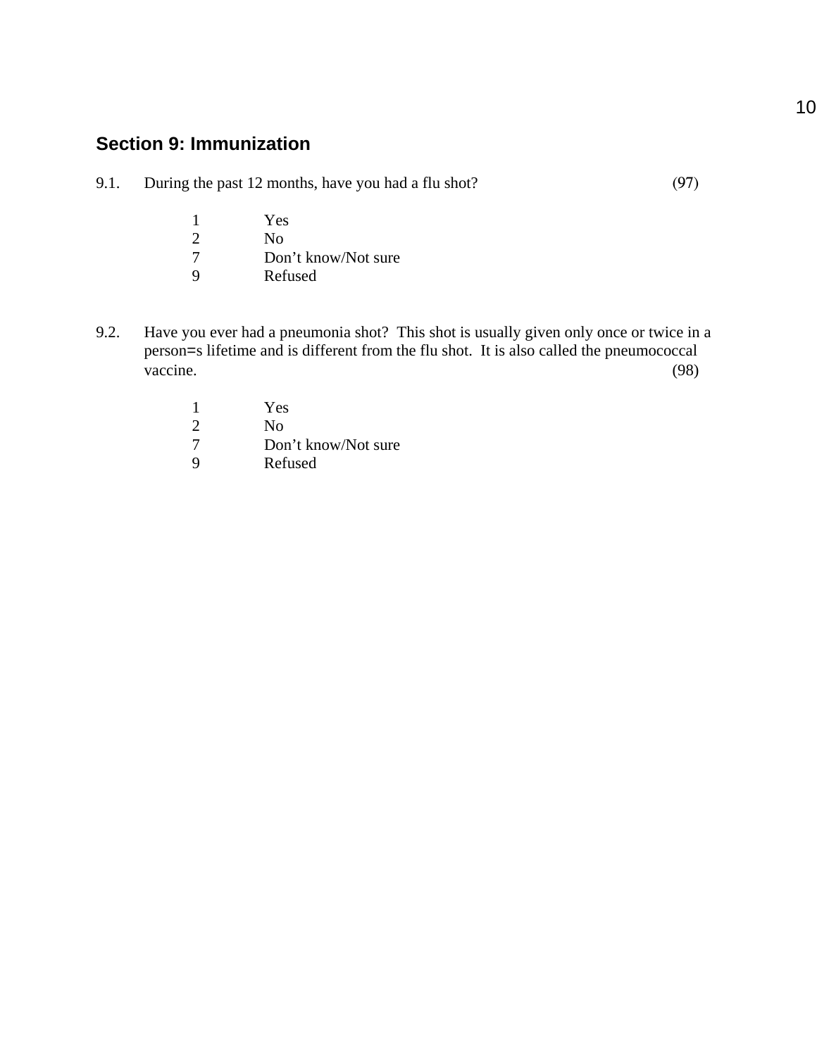## Section 9: Immunization

9.1. During the past 12 months, have you had a flu shot? (97)

1 Yes
2 No
7 Don't know/Not sure
9 Refused

9.2. Have you ever had a pneumonia shot? This shot is usually given only once or twice in a person=s lifetime and is different from the flu shot. It is also called the pneumococcal vaccine. (98)

1 Yes
2 No
7 Don't know/Not sure
9 Refused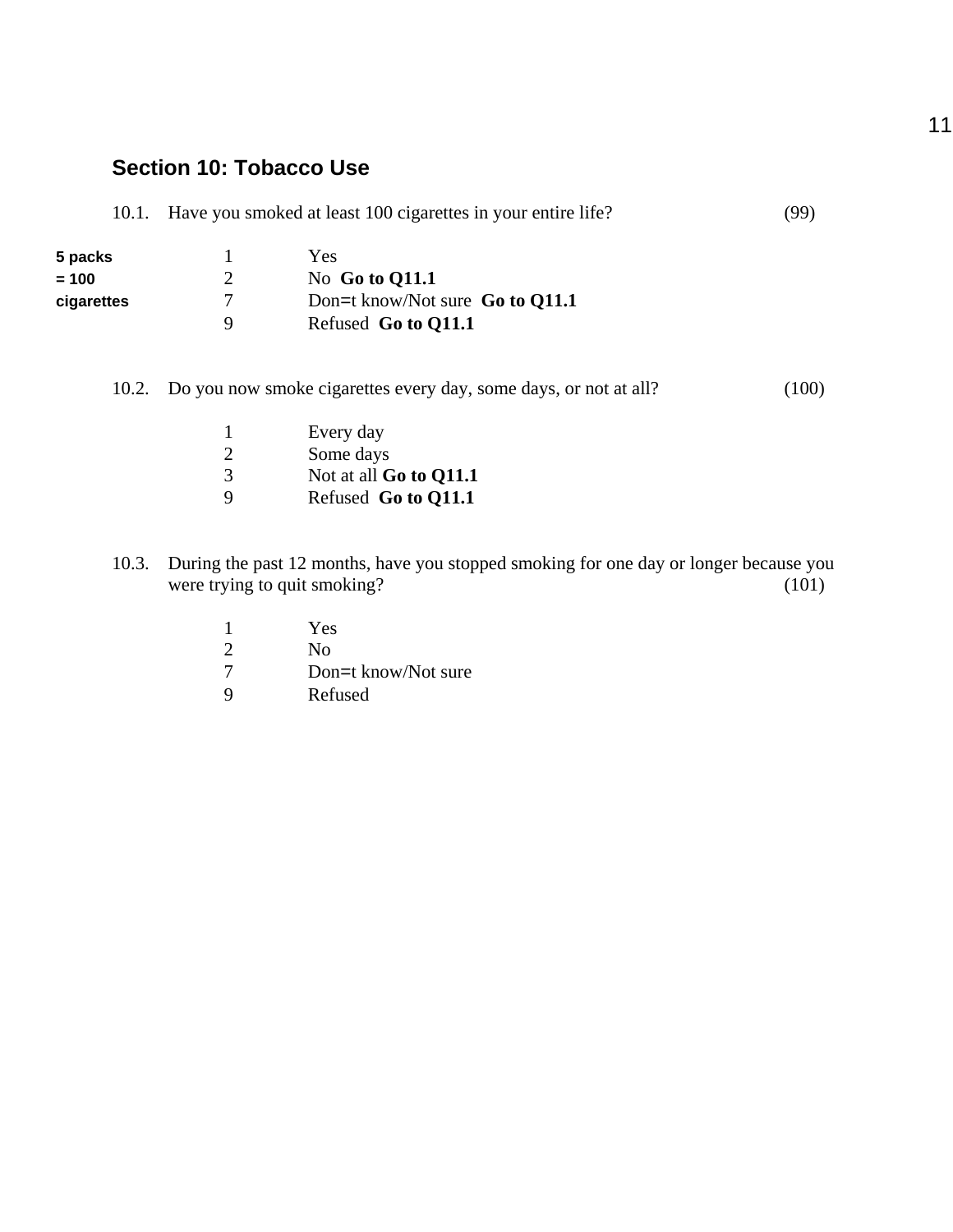## Section 10: Tobacco Use

10.1. Have you smoked at least 100 cigarettes in your entire life? (99)

**5 packs = 100 cigarettes**

1 Yes
2 No **Go to Q11.1**
7 Don=t know/Not sure **Go to Q11.1**
9 Refused **Go to Q11.1**

10.2. Do you now smoke cigarettes every day, some days, or not at all? (100)

1 Every day
2 Some days
3 Not at all **Go to Q11.1**
9 Refused **Go to Q11.1**

10.3. During the past 12 months, have you stopped smoking for one day or longer because you were trying to quit smoking? (101)

1 Yes
2 No
7 Don=t know/Not sure
9 Refused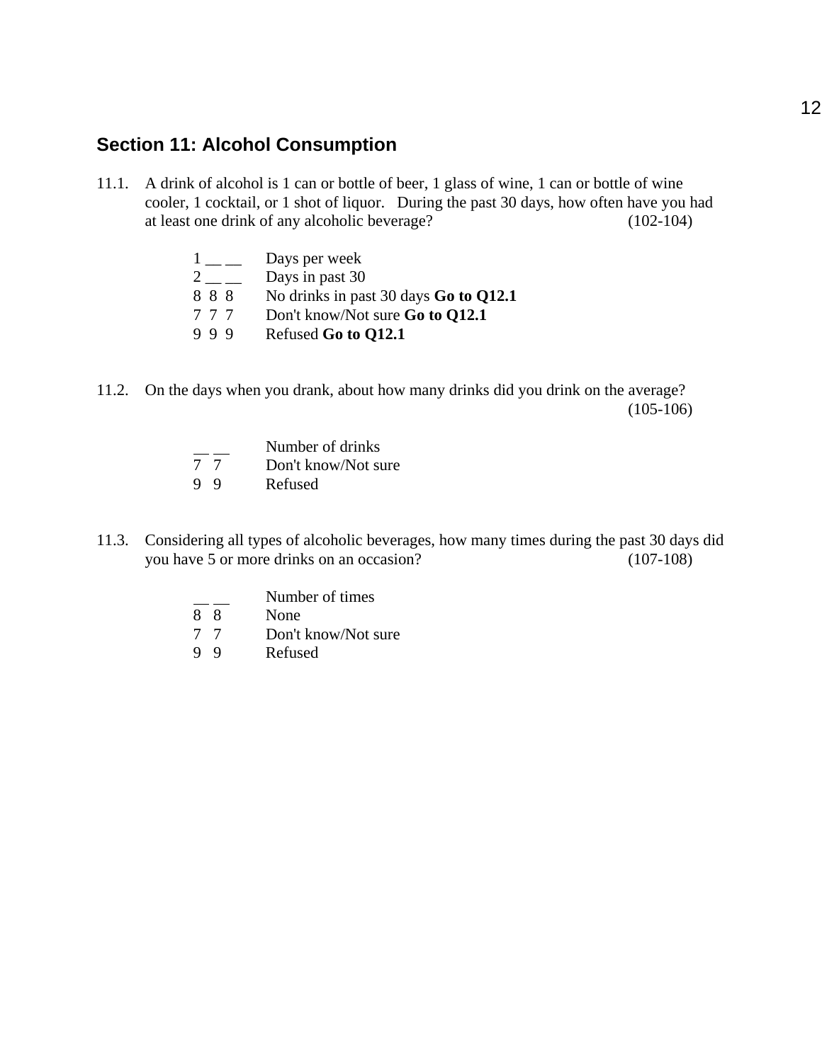## Section 11: Alcohol Consumption

11.1. A drink of alcohol is 1 can or bottle of beer, 1 glass of wine, 1 can or bottle of wine cooler, 1 cocktail, or 1 shot of liquor. During the past 30 days, how often have you had at least one drink of any alcoholic beverage? (102-104)

| | |
|---|---|
| 1 __ __ | Days per week |
| 2 __ __ | Days in past 30 |
| 8 8 8 | No drinks in past 30 days **Go to Q12.1** |
| 7 7 7 | Don't know/Not sure **Go to Q12.1** |
| 9 9 9 | Refused **Go to Q12.1** |

11.2. On the days when you drank, about how many drinks did you drink on the average? (105-106)

| | |
|---|---|
| __ __ | Number of drinks |
| 7 7 | Don't know/Not sure |
| 9 9 | Refused |

11.3. Considering all types of alcoholic beverages, how many times during the past 30 days did you have 5 or more drinks on an occasion? (107-108)

| | |
|---|---|
| __ __ | Number of times |
| 8 8 | None |
| 7 7 | Don't know/Not sure |
| 9 9 | Refused |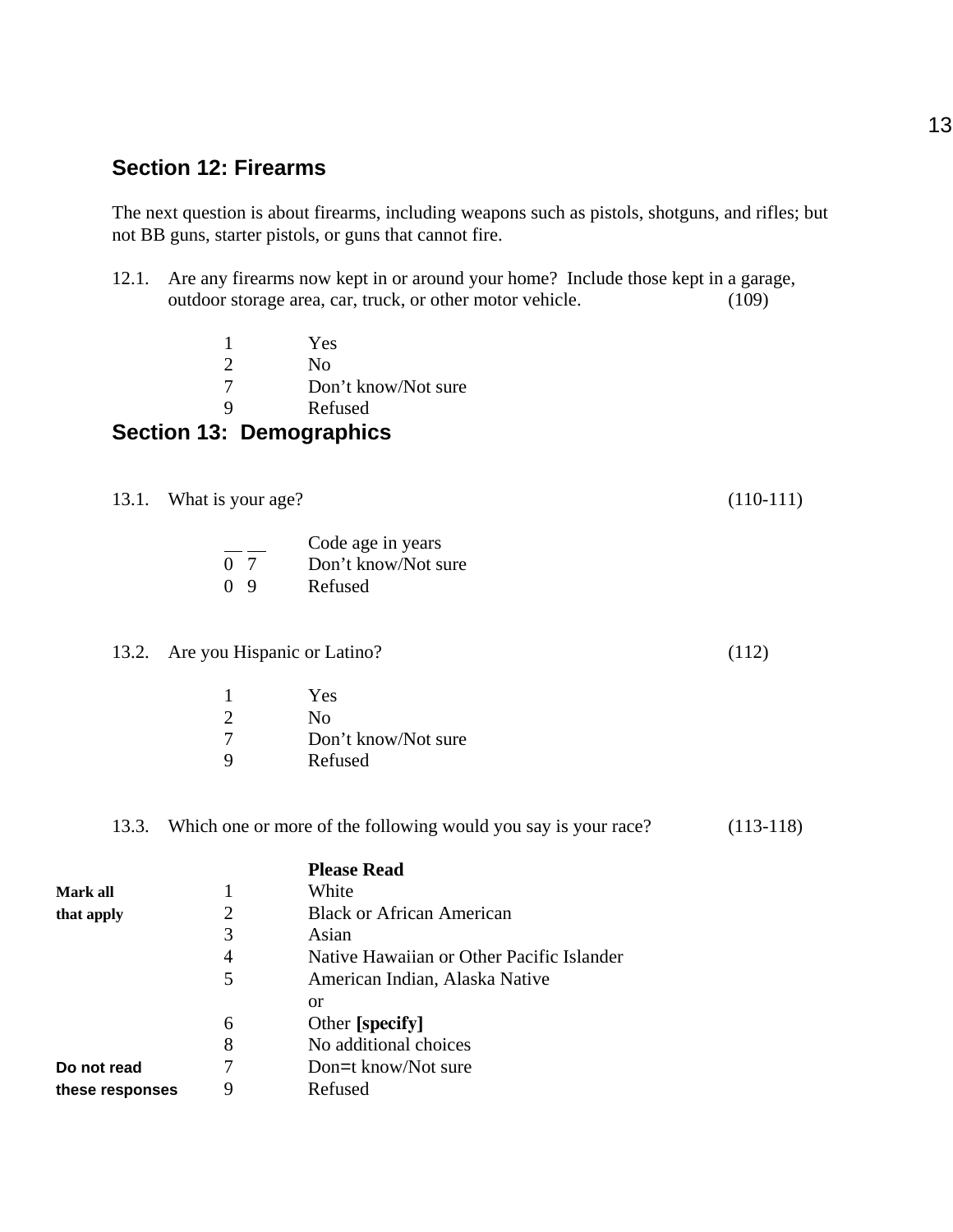## Section 12: Firearms

The next question is about firearms, including weapons such as pistols, shotguns, and rifles; but not BB guns, starter pistols, or guns that cannot fire.

12.1. Are any firearms now kept in or around your home? Include those kept in a garage, outdoor storage area, car, truck, or other motor vehicle. (109)

| | |
|---|---|
| 1 | Yes |
| 2 | No |
| 7 | Don't know/Not sure |
| 9 | Refused |

## Section 13: Demographics

13.1. What is your age? (110-111)

| | |
|---|---|
| __ __ | Code age in years |
| 0 7 | Don't know/Not sure |
| 0 9 | Refused |

13.2. Are you Hispanic or Latino? (112)

| | |
|---|---|
| 1 | Yes |
| 2 | No |
| 7 | Don't know/Not sure |
| 9 | Refused |

13.3. Which one or more of the following would you say is your race? (113-118)

| | | |
|---|---|---|
| | | **Please Read** |
| **Mark all that apply** | 1 | White |
| | 2 | Black or African American |
| | 3 | Asian |
| | 4 | Native Hawaiian or Other Pacific Islander |
| | 5 | American Indian, Alaska Native |
| | | or |
| | 6 | Other **[specify]** |
| | 8 | No additional choices |
| **Do not read these responses** | 7 | Don=t know/Not sure |
| | 9 | Refused |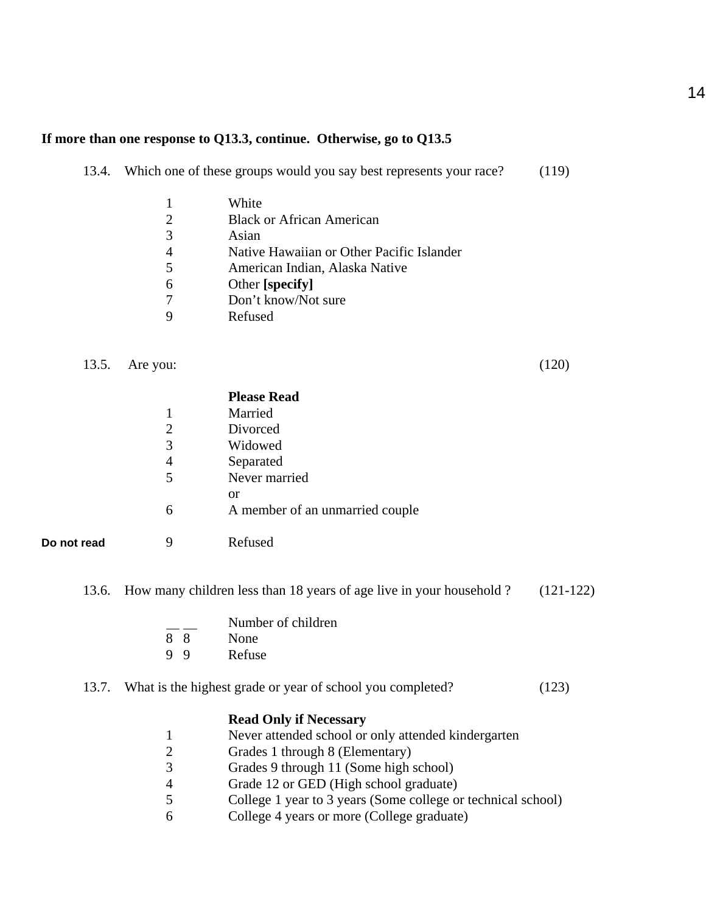**If more than one response to Q13.3, continue. Otherwise, go to Q13.5**

13.4. Which one of these groups would you say best represents your race? (119)

1 White
2 Black or African American
3 Asian
4 Native Hawaiian or Other Pacific Islander
5 American Indian, Alaska Native
6 Other **[specify]**
7 Don’t know/Not sure
9 Refused

13.5. Are you: (120)

**Please Read**
1 Married
2 Divorced
3 Widowed
4 Separated
5 Never married
or
6 A member of an unmarried couple

**Do not read** 9 Refused

13.6. How many children less than 18 years of age live in your household ? (121-122)

__ __ Number of children
8 8 None
9 9 Refuse

13.7. What is the highest grade or year of school you completed? (123)

**Read Only if Necessary**
1 Never attended school or only attended kindergarten
2 Grades 1 through 8 (Elementary)
3 Grades 9 through 11 (Some high school)
4 Grade 12 or GED (High school graduate)
5 College 1 year to 3 years (Some college or technical school)
6 College 4 years or more (College graduate)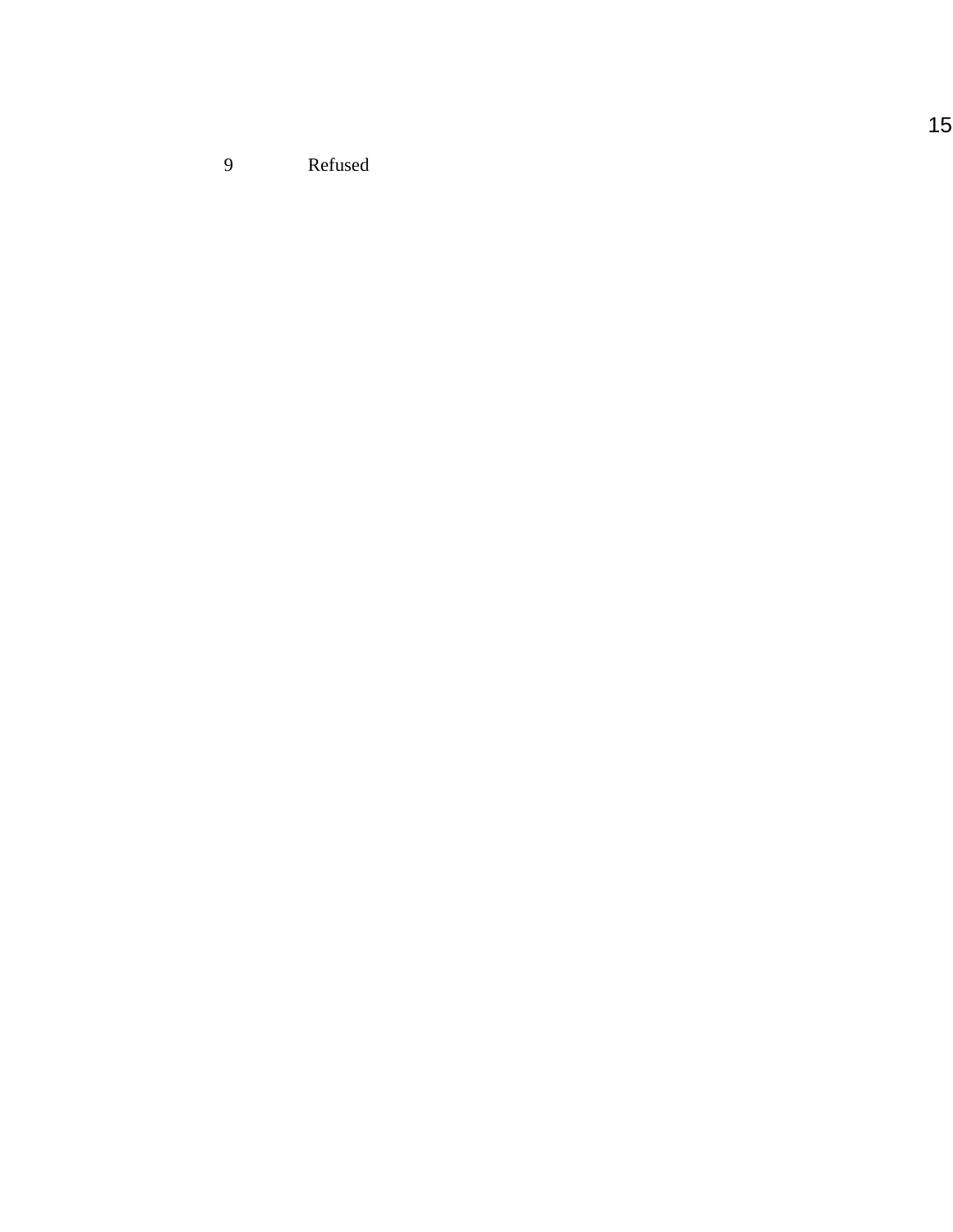9 Refused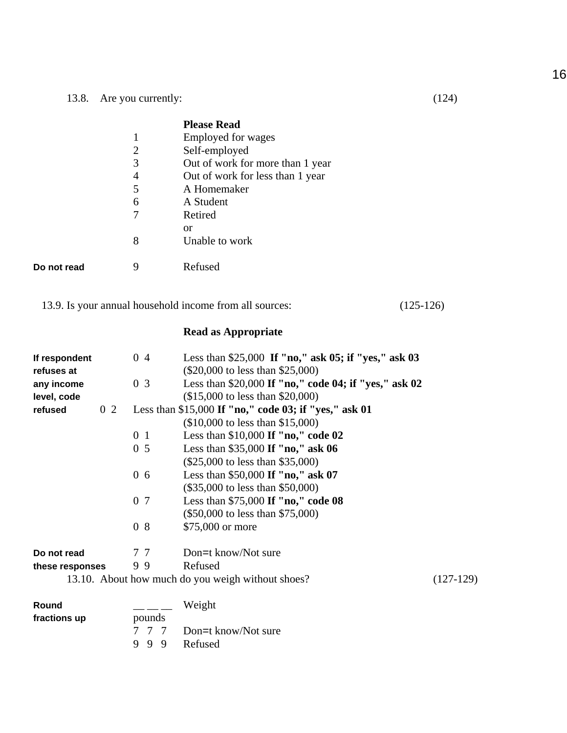13.8. Are you currently: (124)

| | | **Please Read** |
|---|---|---|
| | 1 | Employed for wages |
| | 2 | Self-employed |
| | 3 | Out of work for more than 1 year |
| | 4 | Out of work for less than 1 year |
| | 5 | A Homemaker |
| | 6 | A Student |
| | 7 | Retired |
| | | or |
| | 8 | Unable to work |
| **Do not read** | 9 | Refused |

13.9. Is your annual household income from all sources: (125-126)

| | | **Read as Appropriate** |
|---|---|---|
| **If respondent refuses at any income level, code refused** | 0 4 | Less than $25,000 **If "no," ask 05; if "yes," ask 03** ($20,000 to less than $25,000) |
| | 0 3 | Less than $20,000 **If "no," code 04; if "yes," ask 02** ($15,000 to less than $20,000) |
| | 0 2 | Less than $15,000 **If "no," code 03; if "yes," ask 01** ($10,000 to less than $15,000) |
| | 0 1 | Less than $10,000 **If "no," code 02** |
| | 0 5 | Less than $35,000 **If "no," ask 06** ($25,000 to less than $35,000) |
| | 0 6 | Less than $50,000 **If "no," ask 07** ($35,000 to less than $50,000) |
| | 0 7 | Less than $75,000 **If "no," code 08** ($50,000 to less than $75,000) |
| | 0 8 | $75,000 or more |
| **Do not read these responses** | 7 7 | Don=t know/Not sure |
| | 9 9 | Refused |

13.10. About how much do you weigh without shoes? (127-129)

| | | |
|---|---|---|
| **Round fractions up** | __ __ __ pounds | Weight |
| | 7 7 7 | Don=t know/Not sure |
| | 9 9 9 | Refused |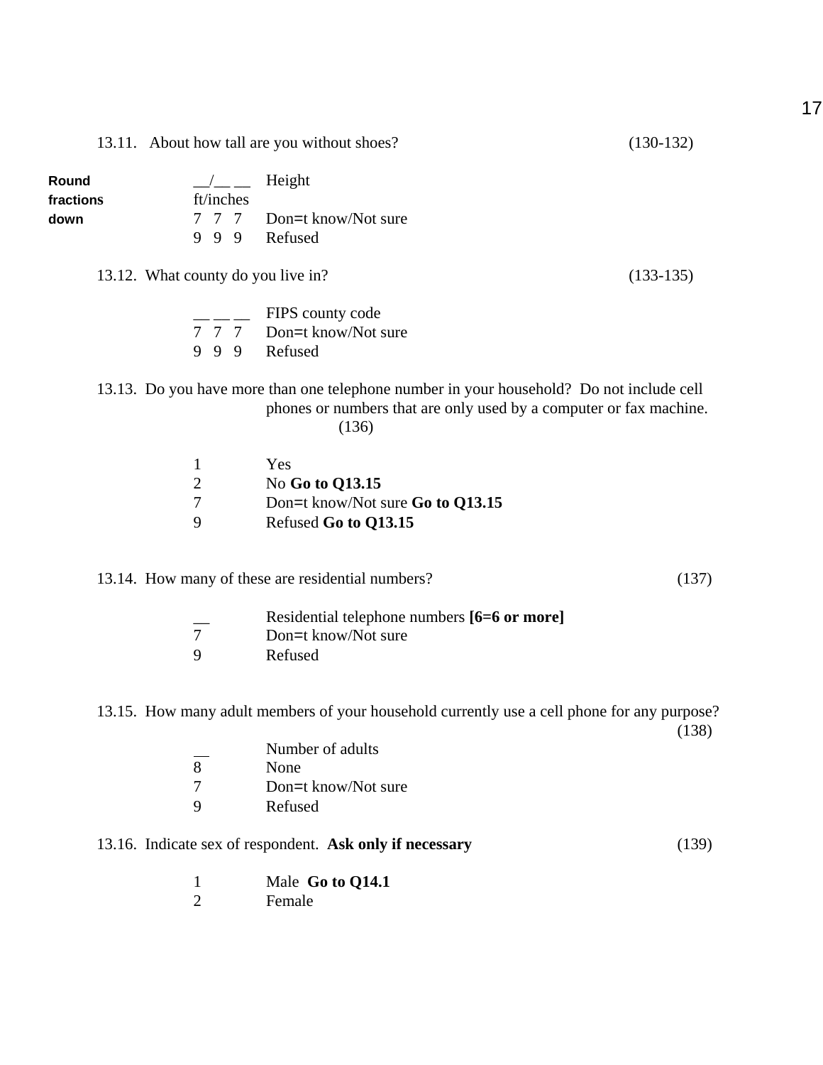13.11. About how tall are you without shoes? (130-132)

**Round fractions down**

__/__ __ Height
ft/inches
7 7 7 Don=t know/Not sure
9 9 9 Refused

13.12. What county do you live in? (133-135)

__ __ __ FIPS county code
7 7 7 Don=t know/Not sure
9 9 9 Refused

13.13. Do you have more than one telephone number in your household? Do not include cell phones or numbers that are only used by a computer or fax machine. (136)

1 Yes
2 No **Go to Q13.15**
7 Don=t know/Not sure **Go to Q13.15**
9 Refused **Go to Q13.15**

13.14. How many of these are residential numbers? (137)

__ Residential telephone numbers **[6=6 or more]**
7 Don=t know/Not sure
9 Refused

13.15. How many adult members of your household currently use a cell phone for any purpose? (138)

__ Number of adults
8 None
7 Don=t know/Not sure
9 Refused

13.16. Indicate sex of respondent. **Ask only if necessary** (139)

1 Male **Go to Q14.1**
2 Female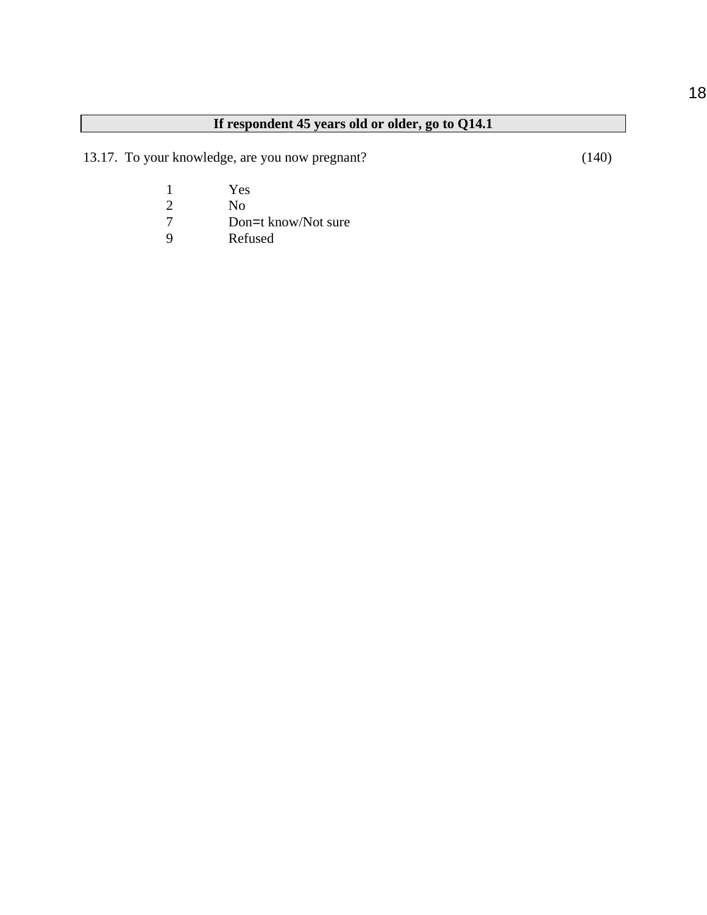**If respondent 45 years old or older, go to Q14.1**

13.17. To your knowledge, are you now pregnant? (140)

| | |
|---|---|
| 1 | Yes |
| 2 | No |
| 7 | Don=t know/Not sure |
| 9 | Refused |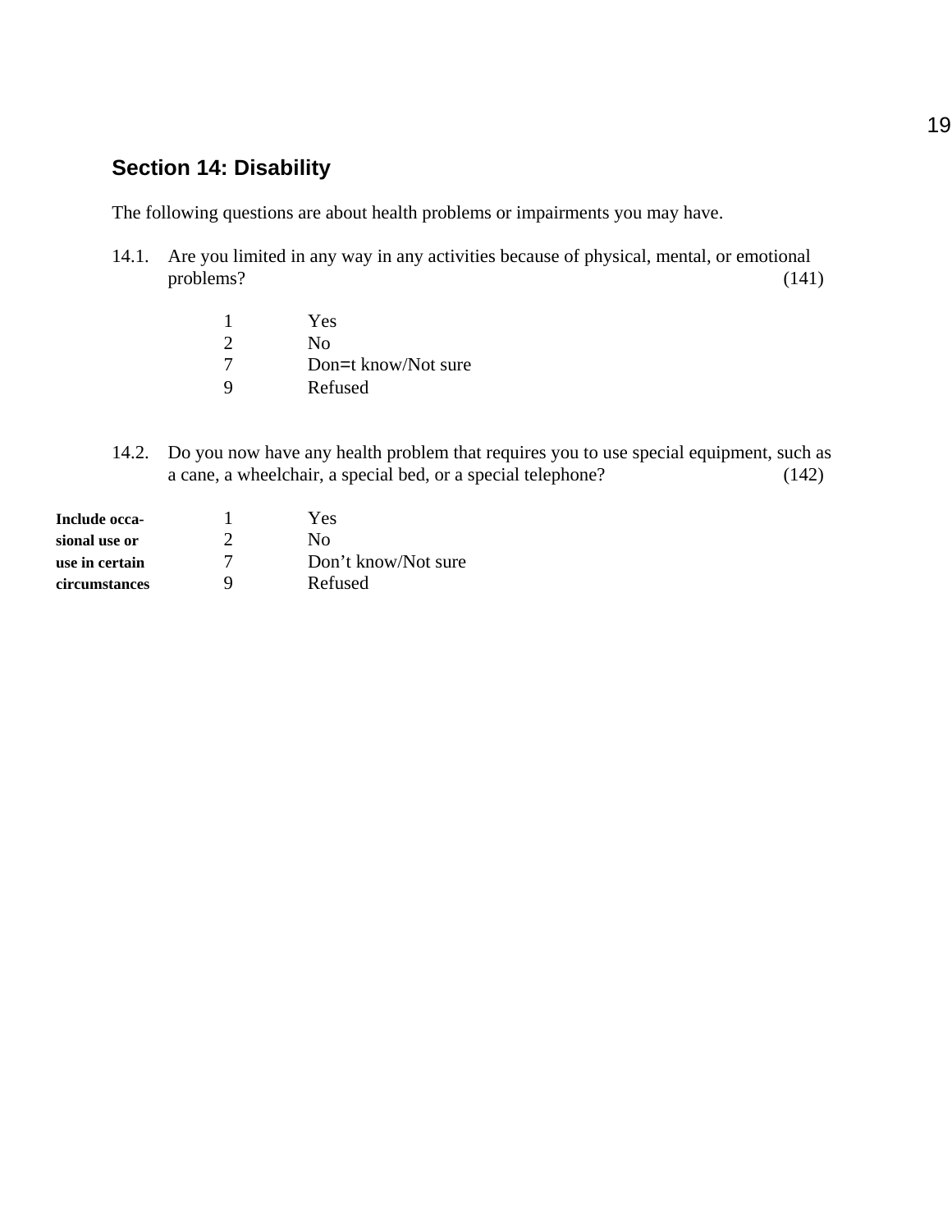## Section 14: Disability

The following questions are about health problems or impairments you may have.

14.1. Are you limited in any way in any activities because of physical, mental, or emotional problems? (141)

- 1 Yes
- 2 No
- 7 Don=t know/Not sure
- 9 Refused

14.2. Do you now have any health problem that requires you to use special equipment, such as a cane, a wheelchair, a special bed, or a special telephone? (142)

**Include occasional use or use in certain circumstances**

- 1 Yes
- 2 No
- 7 Don't know/Not sure
- 9 Refused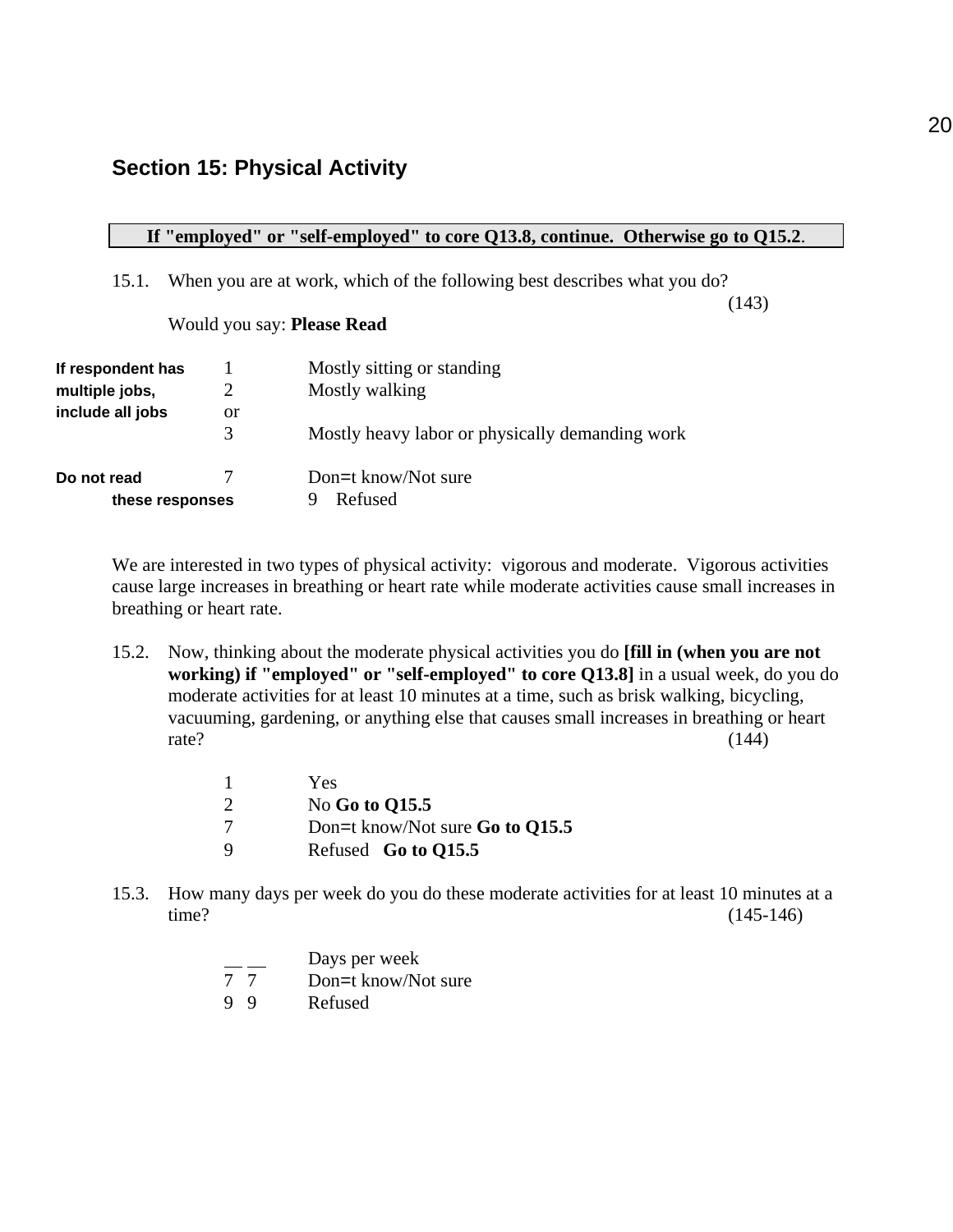## Section 15: Physical Activity

**If "employed" or "self-employed" to core Q13.8, continue. Otherwise go to Q15.2**.

15.1. When you are at work, which of the following best describes what you do? (143)

Would you say: **Please Read**

**If respondent has multiple jobs, include all jobs**

1 Mostly sitting or standing
2 Mostly walking
or
3 Mostly heavy labor or physically demanding work

**Do not read these responses**

7 Don=t know/Not sure
9 Refused

We are interested in two types of physical activity: vigorous and moderate. Vigorous activities cause large increases in breathing or heart rate while moderate activities cause small increases in breathing or heart rate.

15.2. Now, thinking about the moderate physical activities you do **[fill in (when you are not working) if "employed" or "self-employed" to core Q13.8]** in a usual week, do you do moderate activities for at least 10 minutes at a time, such as brisk walking, bicycling, vacuuming, gardening, or anything else that causes small increases in breathing or heart rate? (144)

1 Yes
2 No **Go to Q15.5**
7 Don=t know/Not sure **Go to Q15.5**
9 Refused **Go to Q15.5**

15.3. How many days per week do you do these moderate activities for at least 10 minutes at a time? (145-146)

\_\_ \_\_ Days per week
7 7 Don=t know/Not sure
9 9 Refused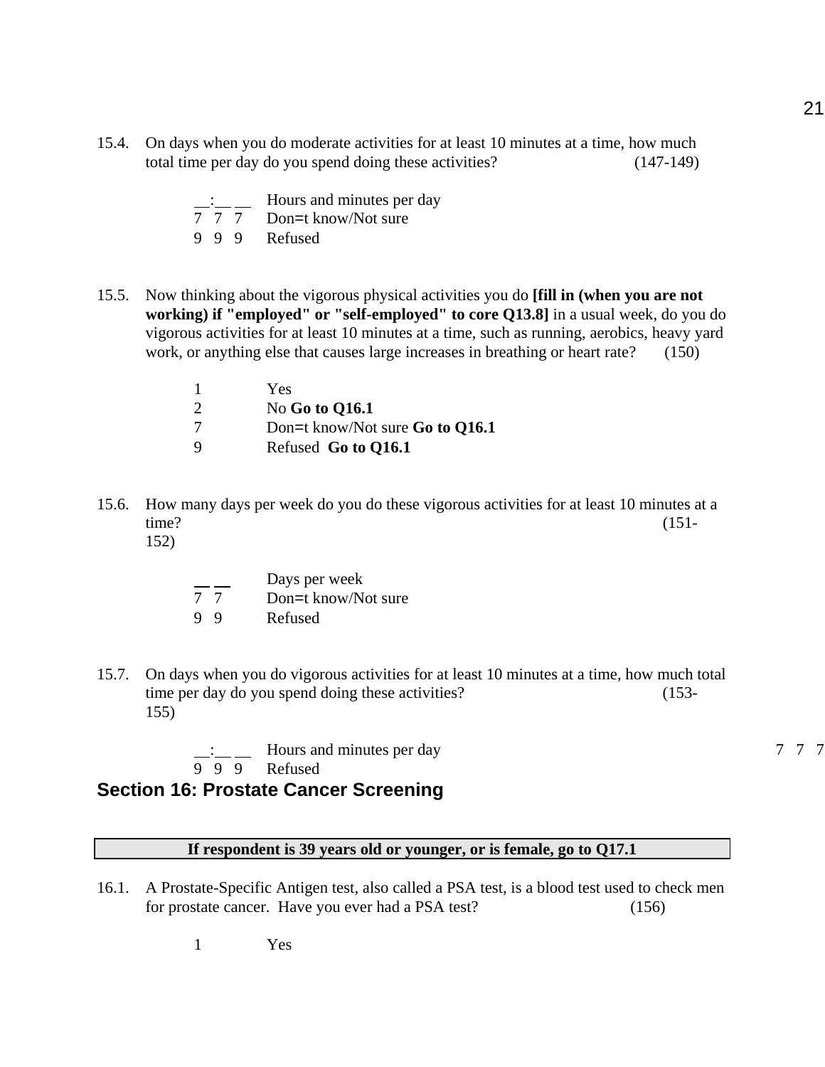15.4. On days when you do moderate activities for at least 10 minutes at a time, how much total time per day do you spend doing these activities? (147-149)

__:__ __ Hours and minutes per day
7 7 7 Don=t know/Not sure
9 9 9 Refused

15.5. Now thinking about the vigorous physical activities you do **[fill in (when you are not working) if "employed" or "self-employed" to core Q13.8]** in a usual week, do you do vigorous activities for at least 10 minutes at a time, such as running, aerobics, heavy yard work, or anything else that causes large increases in breathing or heart rate? (150)

1 Yes
2 No **Go to Q16.1**
7 Don=t know/Not sure **Go to Q16.1**
9 Refused **Go to Q16.1**

15.6. How many days per week do you do these vigorous activities for at least 10 minutes at a time? (151-152)

__ __ Days per week
7 7 Don=t know/Not sure
9 9 Refused

15.7. On days when you do vigorous activities for at least 10 minutes at a time, how much total time per day do you spend doing these activities? (153-155)

__:__ __ Hours and minutes per day
7 7 7
9 9 9 Refused

## Section 16: Prostate Cancer Screening

**If respondent is 39 years old or younger, or is female, go to Q17.1**

16.1. A Prostate-Specific Antigen test, also called a PSA test, is a blood test used to check men for prostate cancer. Have you ever had a PSA test? (156)

1 Yes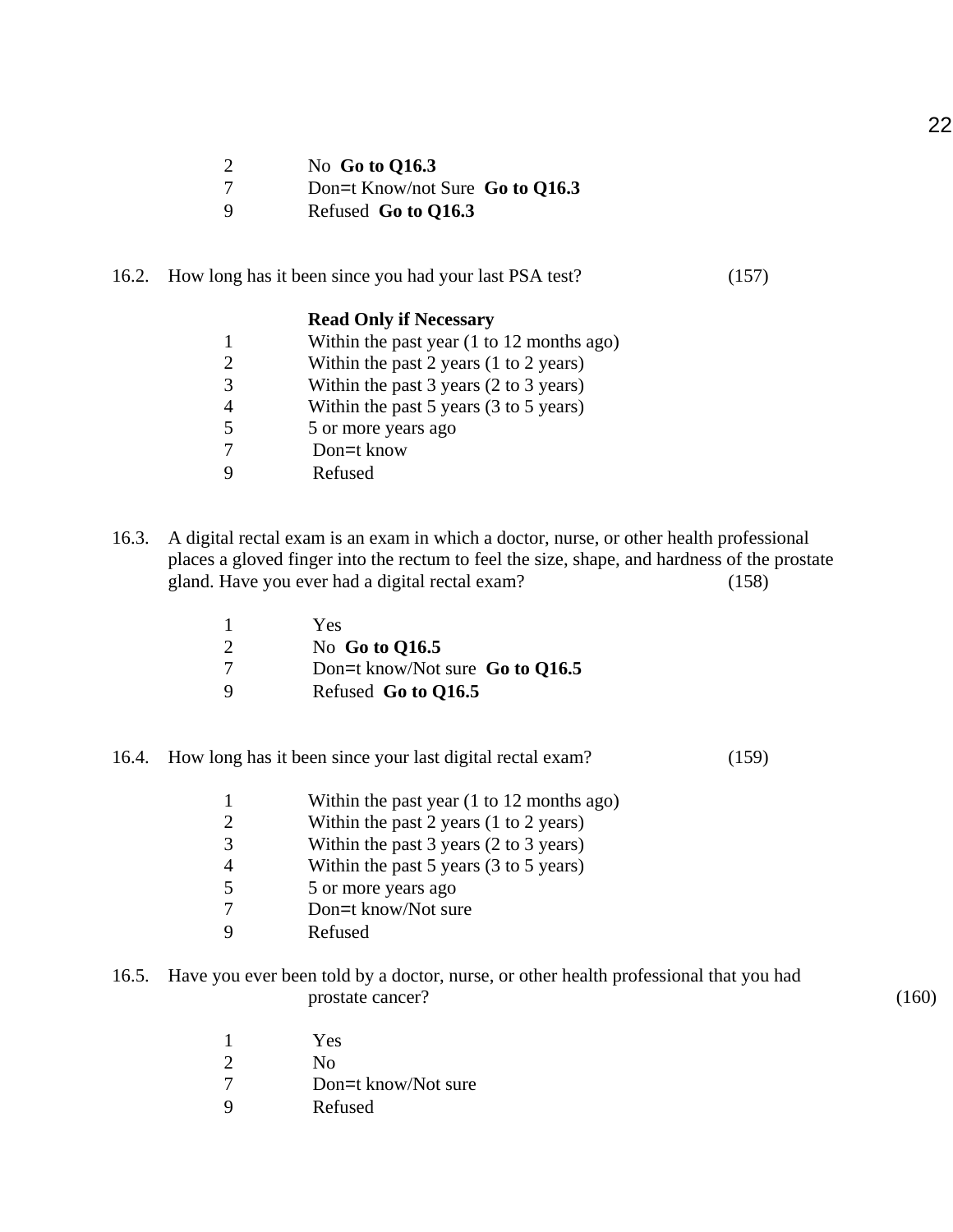2 No **Go to Q16.3**
7 Don=t Know/not Sure **Go to Q16.3**
9 Refused **Go to Q16.3**

16.2. How long has it been since you had your last PSA test? (157)

**Read Only if Necessary**
1 Within the past year (1 to 12 months ago)
2 Within the past 2 years (1 to 2 years)
3 Within the past 3 years (2 to 3 years)
4 Within the past 5 years (3 to 5 years)
5 5 or more years ago
7 Don=t know
9 Refused

16.3. A digital rectal exam is an exam in which a doctor, nurse, or other health professional places a gloved finger into the rectum to feel the size, shape, and hardness of the prostate gland. Have you ever had a digital rectal exam? (158)

1 Yes
2 No **Go to Q16.5**
7 Don=t know/Not sure **Go to Q16.5**
9 Refused **Go to Q16.5**

16.4. How long has it been since your last digital rectal exam? (159)

1 Within the past year (1 to 12 months ago)
2 Within the past 2 years (1 to 2 years)
3 Within the past 3 years (2 to 3 years)
4 Within the past 5 years (3 to 5 years)
5 5 or more years ago
7 Don=t know/Not sure
9 Refused

16.5. Have you ever been told by a doctor, nurse, or other health professional that you had prostate cancer? (160)

1 Yes
2 No
7 Don=t know/Not sure
9 Refused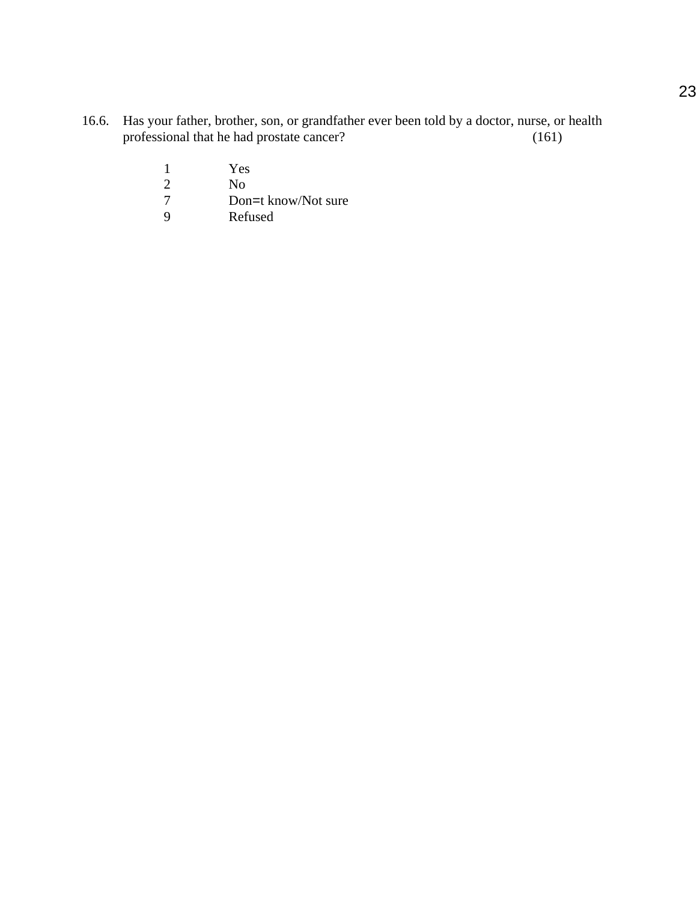16.6. Has your father, brother, son, or grandfather ever been told by a doctor, nurse, or health professional that he had prostate cancer? (161)

1 Yes
2 No
7 Don=t know/Not sure
9 Refused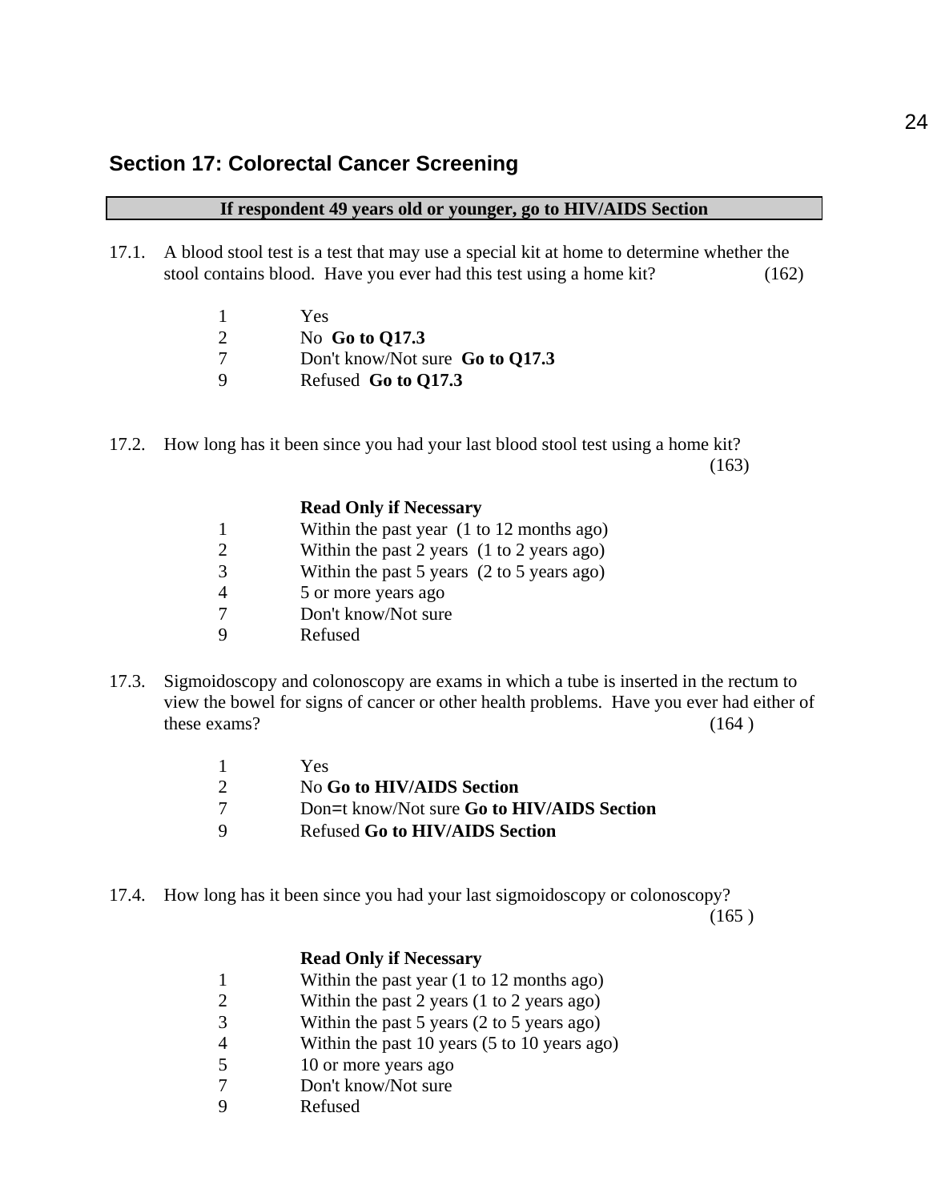## Section 17: Colorectal Cancer Screening

| If respondent 49 years old or younger, go to HIV/AIDS Section |
|---|

17.1. A blood stool test is a test that may use a special kit at home to determine whether the stool contains blood. Have you ever had this test using a home kit? (162)

1 Yes
2 No **Go to Q17.3**
7 Don't know/Not sure **Go to Q17.3**
9 Refused **Go to Q17.3**

17.2. How long has it been since you had your last blood stool test using a home kit? (163)

**Read Only if Necessary**
1 Within the past year (1 to 12 months ago)
2 Within the past 2 years (1 to 2 years ago)
3 Within the past 5 years (2 to 5 years ago)
4 5 or more years ago
7 Don't know/Not sure
9 Refused

17.3. Sigmoidoscopy and colonoscopy are exams in which a tube is inserted in the rectum to view the bowel for signs of cancer or other health problems. Have you ever had either of these exams? (164 )

1 Yes
2 No **Go to HIV/AIDS Section**
7 Don=t know/Not sure **Go to HIV/AIDS Section**
9 Refused **Go to HIV/AIDS Section**

17.4. How long has it been since you had your last sigmoidoscopy or colonoscopy? (165 )

**Read Only if Necessary**
1 Within the past year (1 to 12 months ago)
2 Within the past 2 years (1 to 2 years ago)
3 Within the past 5 years (2 to 5 years ago)
4 Within the past 10 years (5 to 10 years ago)
5 10 or more years ago
7 Don't know/Not sure
9 Refused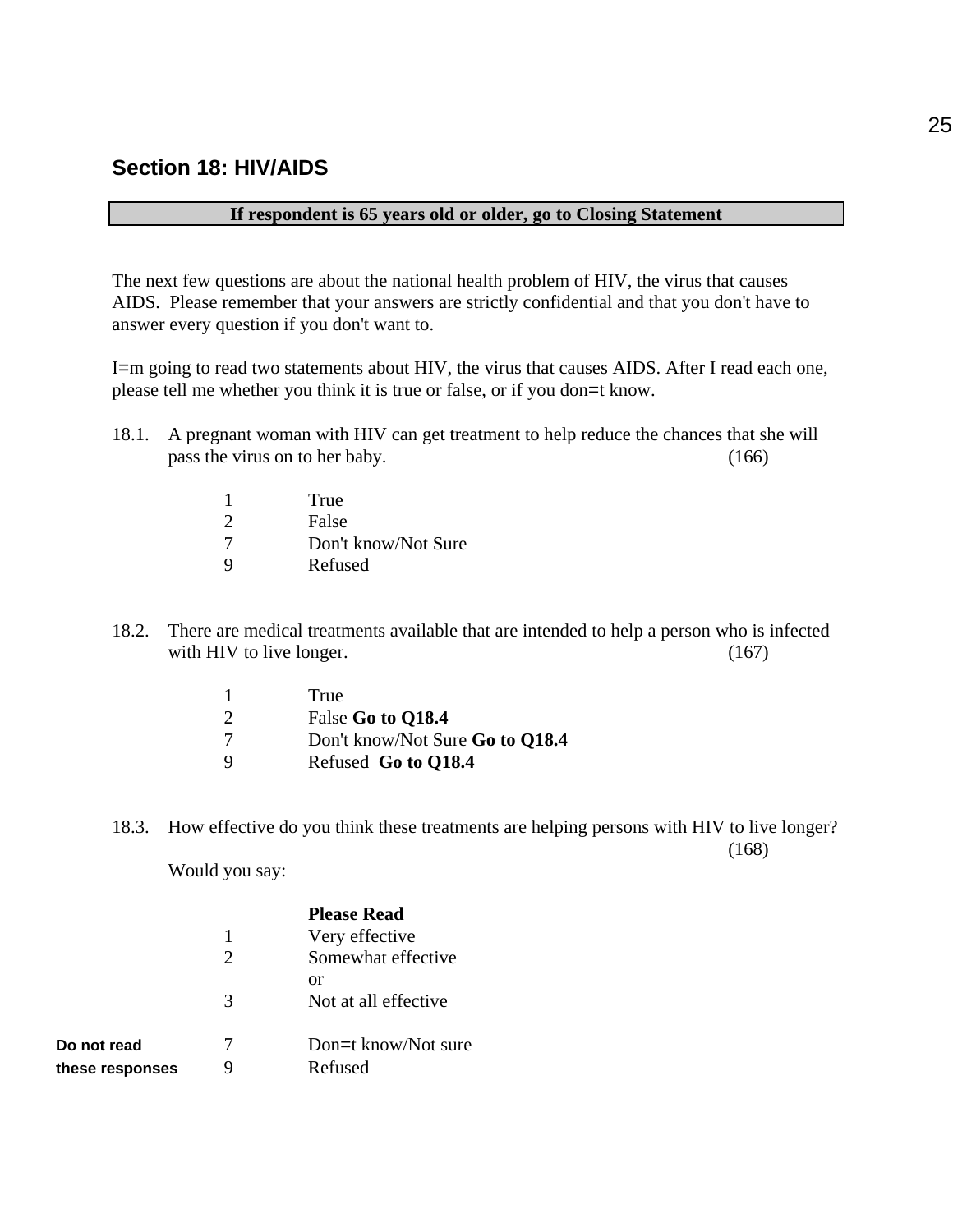## Section 18: HIV/AIDS

**If respondent is 65 years old or older, go to Closing Statement**

The next few questions are about the national health problem of HIV, the virus that causes AIDS. Please remember that your answers are strictly confidential and that you don't have to answer every question if you don't want to.

I=m going to read two statements about HIV, the virus that causes AIDS. After I read each one, please tell me whether you think it is true or false, or if you don=t know.

18.1. A pregnant woman with HIV can get treatment to help reduce the chances that she will pass the virus on to her baby. (166)

1 True
2 False
7 Don't know/Not Sure
9 Refused

18.2. There are medical treatments available that are intended to help a person who is infected with HIV to live longer. (167)

1 True
2 False **Go to Q18.4**
7 Don't know/Not Sure **Go to Q18.4**
9 Refused **Go to Q18.4**

18.3. How effective do you think these treatments are helping persons with HIV to live longer? (168)

Would you say:

**Please Read**
1 Very effective
2 Somewhat effective
or
3 Not at all effective

**Do not read these responses**
7 Don=t know/Not sure
9 Refused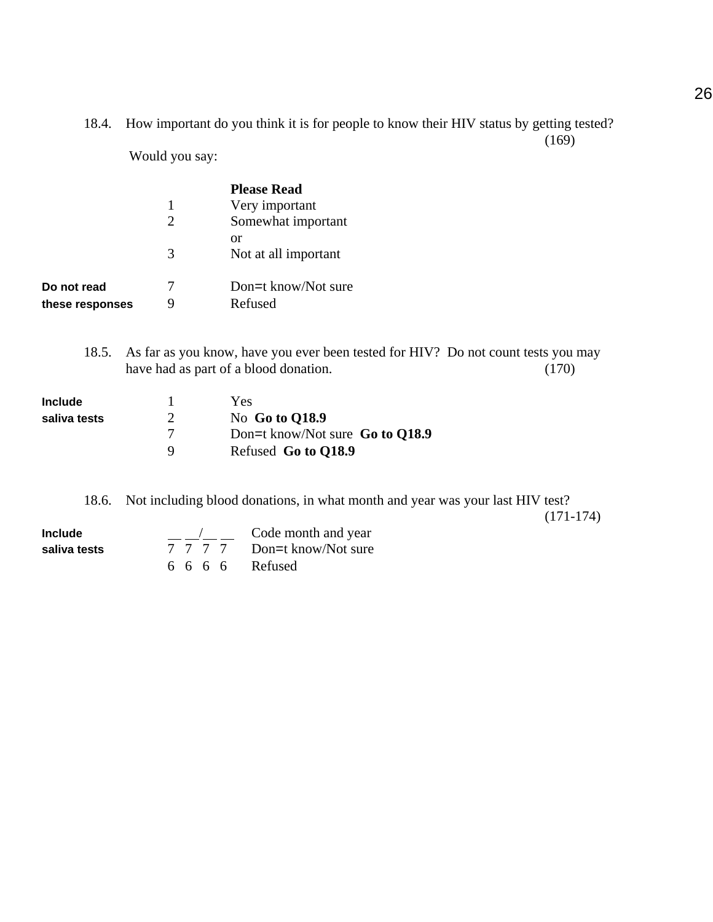18.4. How important do you think it is for people to know their HIV status by getting tested? (169)

Would you say:

**Please Read**

| | Code | Response |
|---|---|---|
| | 1 | Very important |
| | 2 | Somewhat important or |
| | 3 | Not at all important |
| **Do not read these responses** | 7 | Don=t know/Not sure |
| | 9 | Refused |

18.5. As far as you know, have you ever been tested for HIV? Do not count tests you may have had as part of a blood donation. (170)

| | Code | Response |
|---|---|---|
| **Include saliva tests** | 1 | Yes |
| | 2 | No **Go to Q18.9** |
| | 7 | Don=t know/Not sure **Go to Q18.9** |
| | 9 | Refused **Go to Q18.9** |

18.6. Not including blood donations, in what month and year was your last HIV test? (171-174)

| | Code | Response |
|---|---|---|
| **Include saliva tests** | \_\_ \_\_/\_\_ \_\_ | Code month and year |
| | 7 7 7 7 | Don=t know/Not sure |
| | 6 6 6 6 | Refused |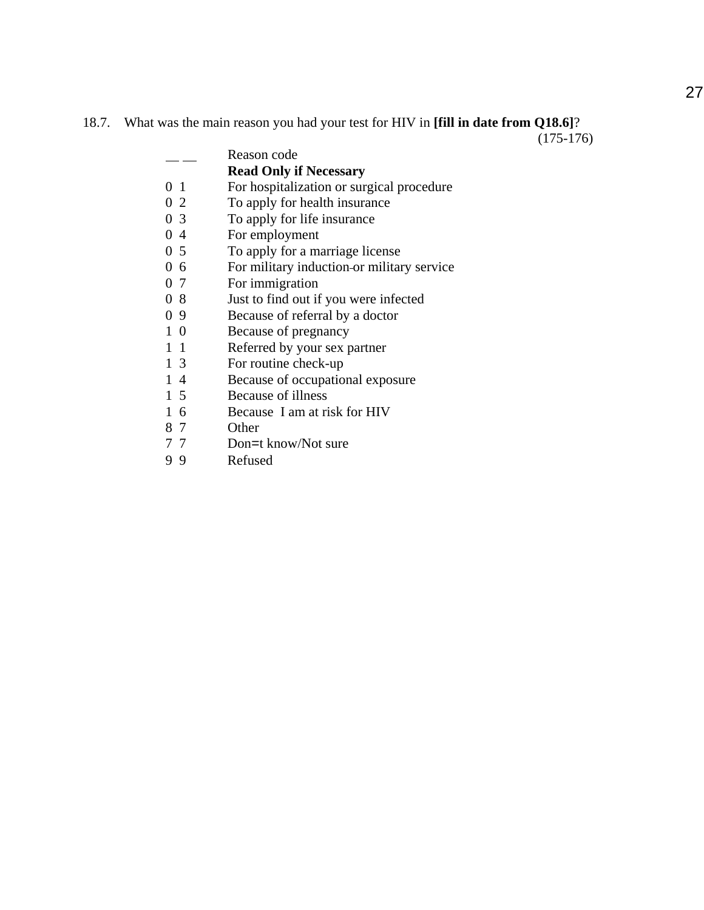18.7. What was the main reason you had your test for HIV in **[fill in date from Q18.6]**?

(175-176)

| | |
|---|---|
| __ __ | Reason code |
| | **Read Only if Necessary** |
| 0 1 | For hospitalization or surgical procedure |
| 0 2 | To apply for health insurance |
| 0 3 | To apply for life insurance |
| 0 4 | For employment |
| 0 5 | To apply for a marriage license |
| 0 6 | For military induction or military service |
| 0 7 | For immigration |
| 0 8 | Just to find out if you were infected |
| 0 9 | Because of referral by a doctor |
| 1 0 | Because of pregnancy |
| 1 1 | Referred by your sex partner |
| 1 3 | For routine check-up |
| 1 4 | Because of occupational exposure |
| 1 5 | Because of illness |
| 1 6 | Because I am at risk for HIV |
| 8 7 | Other |
| 7 7 | Don=t know/Not sure |
| 9 9 | Refused |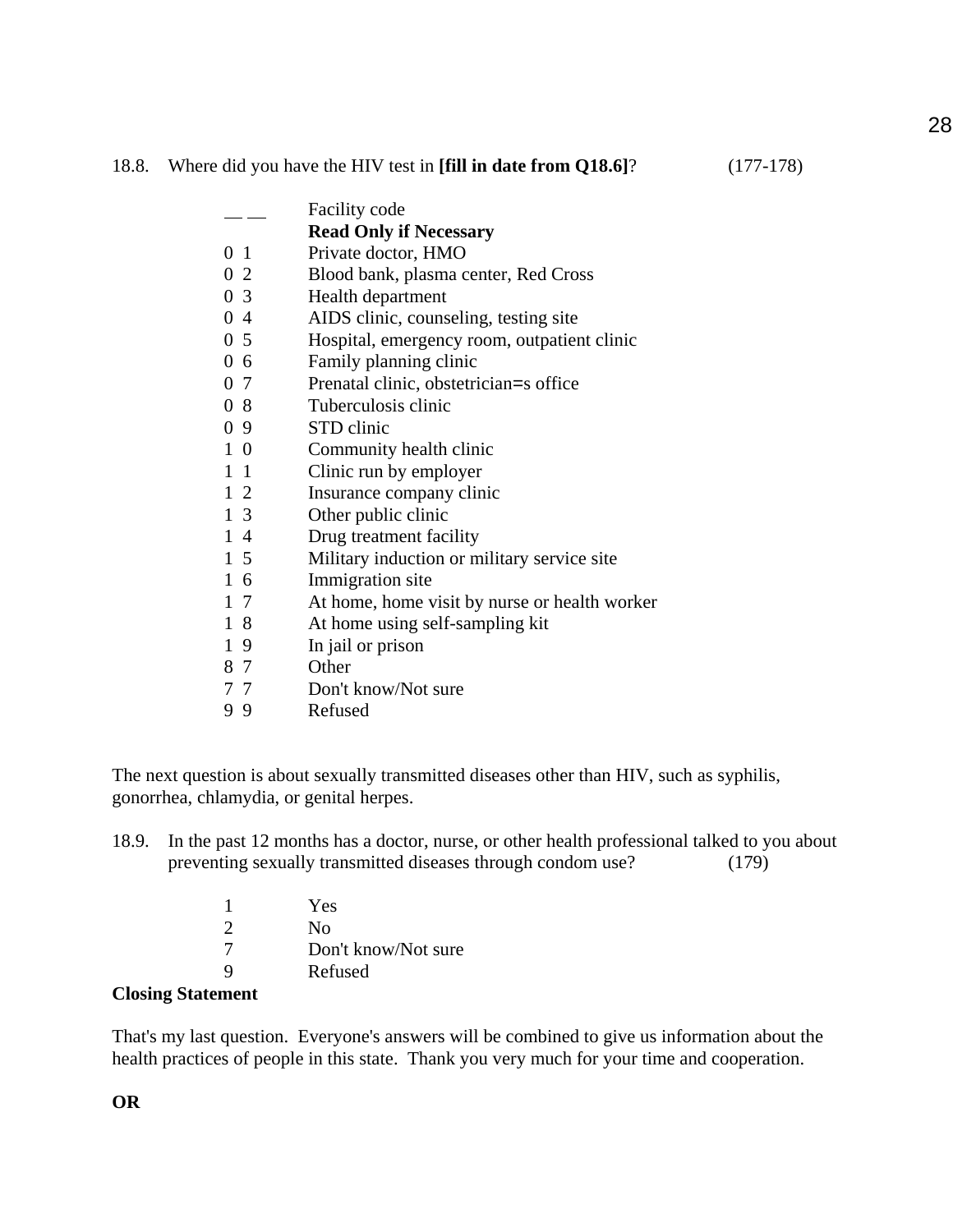18.8. Where did you have the HIV test in **[fill in date from Q18.6]**? (177-178)

| | |
|---|---|
| __ __ | Facility code |
| | **Read Only if Necessary** |
| 0 1 | Private doctor, HMO |
| 0 2 | Blood bank, plasma center, Red Cross |
| 0 3 | Health department |
| 0 4 | AIDS clinic, counseling, testing site |
| 0 5 | Hospital, emergency room, outpatient clinic |
| 0 6 | Family planning clinic |
| 0 7 | Prenatal clinic, obstetrician=s office |
| 0 8 | Tuberculosis clinic |
| 0 9 | STD clinic |
| 1 0 | Community health clinic |
| 1 1 | Clinic run by employer |
| 1 2 | Insurance company clinic |
| 1 3 | Other public clinic |
| 1 4 | Drug treatment facility |
| 1 5 | Military induction or military service site |
| 1 6 | Immigration site |
| 1 7 | At home, home visit by nurse or health worker |
| 1 8 | At home using self-sampling kit |
| 1 9 | In jail or prison |
| 8 7 | Other |
| 7 7 | Don't know/Not sure |
| 9 9 | Refused |

The next question is about sexually transmitted diseases other than HIV, such as syphilis, gonorrhea, chlamydia, or genital herpes.

18.9. In the past 12 months has a doctor, nurse, or other health professional talked to you about preventing sexually transmitted diseases through condom use? (179)

| | |
|---|---|
| 1 | Yes |
| 2 | No |
| 7 | Don't know/Not sure |
| 9 | Refused |

**Closing Statement**

That's my last question. Everyone's answers will be combined to give us information about the health practices of people in this state. Thank you very much for your time and cooperation.

**OR**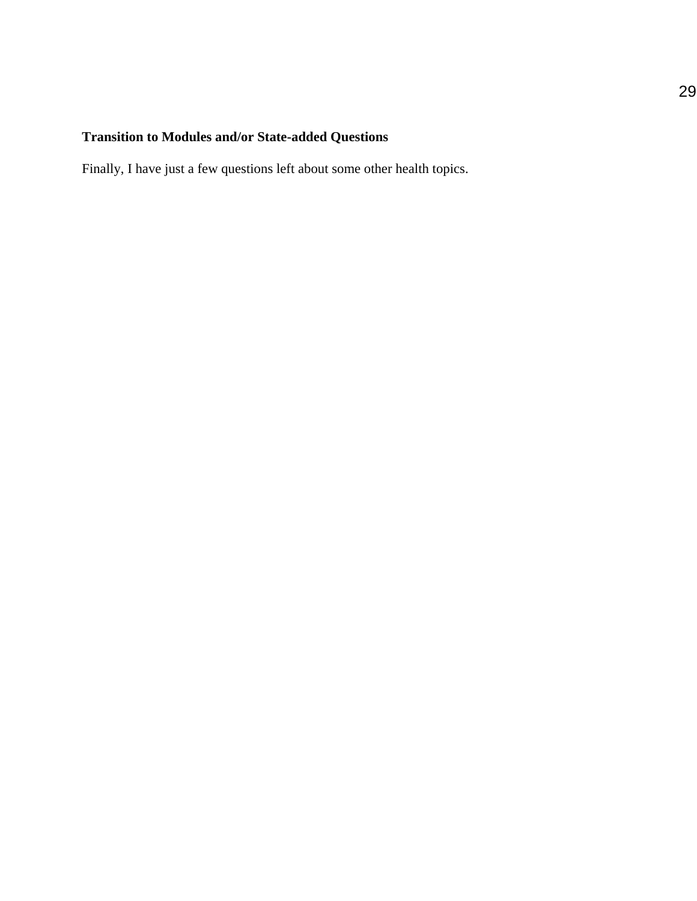**Transition to Modules and/or State-added Questions**

Finally, I have just a few questions left about some other health topics.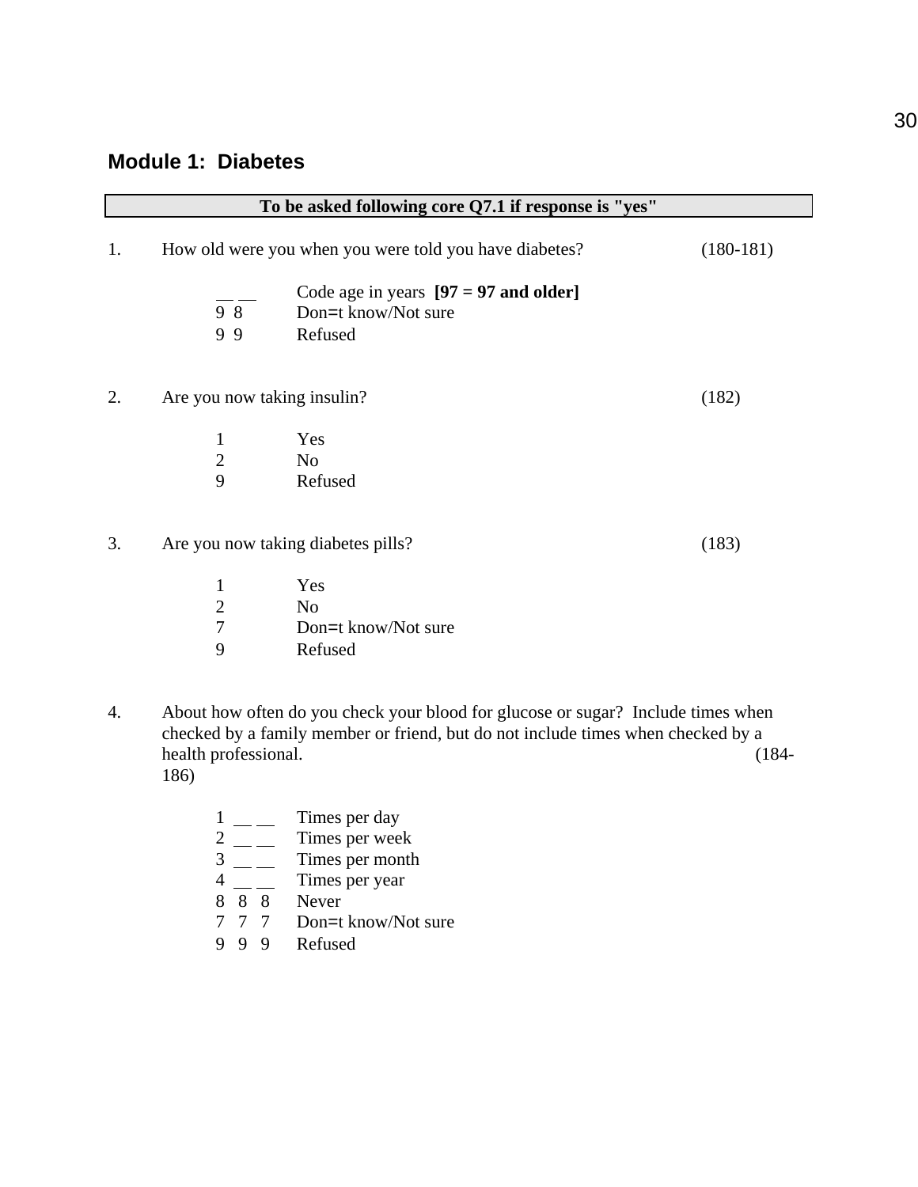## Module 1: Diabetes

**To be asked following core Q7.1 if response is "yes"**

1. How old were you when you were told you have diabetes? (180-181)

   __ __ Code age in years **[97 = 97 and older]**
   9 8 Don=t know/Not sure
   9 9 Refused

2. Are you now taking insulin? (182)

   1 Yes
   2 No
   9 Refused

3. Are you now taking diabetes pills? (183)

   1 Yes
   2 No
   7 Don=t know/Not sure
   9 Refused

4. About how often do you check your blood for glucose or sugar? Include times when checked by a family member or friend, but do not include times when checked by a health professional. (184-186)

   1 __ __ Times per day
   2 __ __ Times per week
   3 __ __ Times per month
   4 __ __ Times per year
   8 8 8 Never
   7 7 7 Don=t know/Not sure
   9 9 9 Refused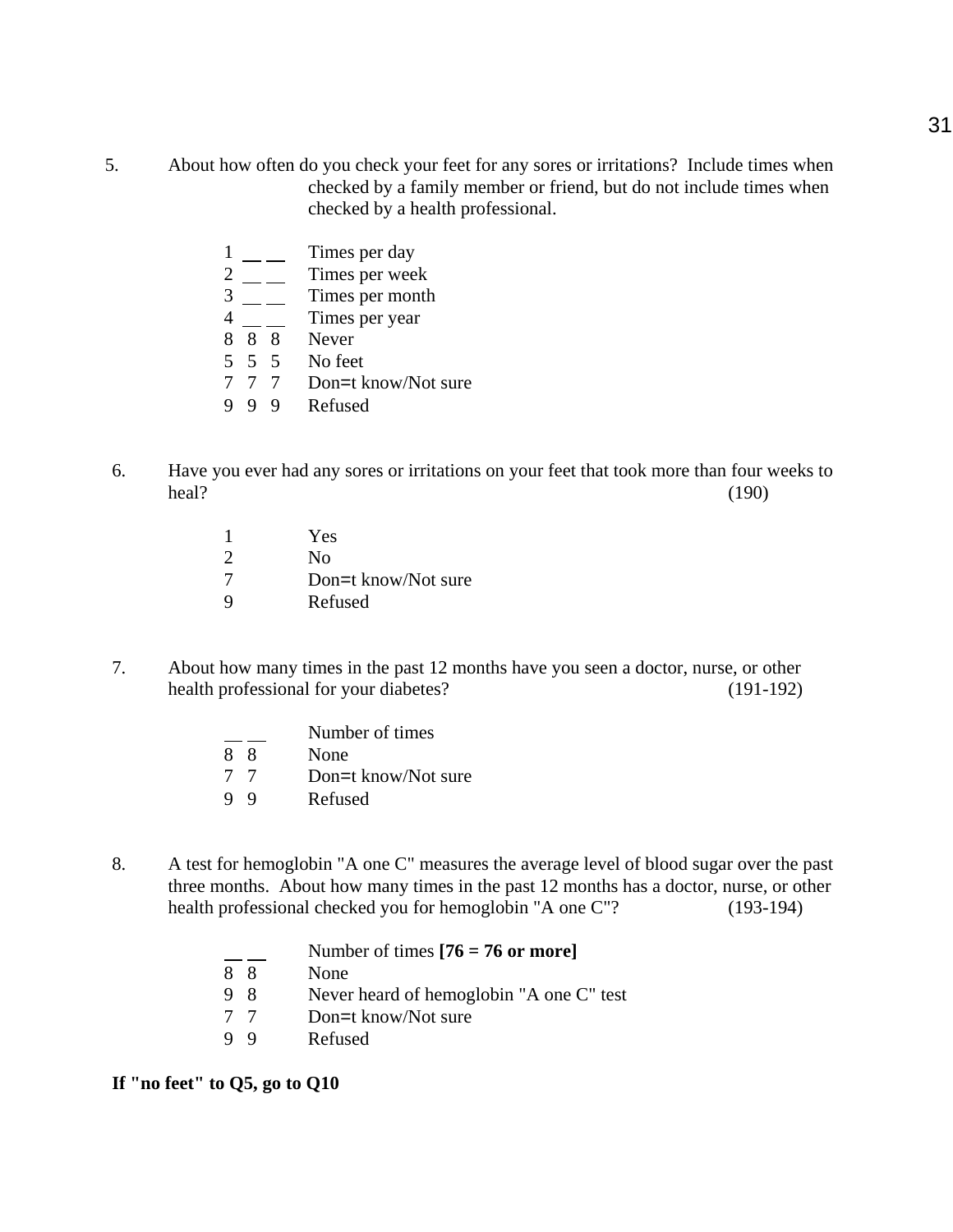5. About how often do you check your feet for any sores or irritations? Include times when checked by a family member or friend, but do not include times when checked by a health professional.

| | |
|---|---|
| 1 __ __ | Times per day |
| 2 __ __ | Times per week |
| 3 __ __ | Times per month |
| 4 __ __ | Times per year |
| 8 8 8 | Never |
| 5 5 5 | No feet |
| 7 7 7 | Don=t know/Not sure |
| 9 9 9 | Refused |

6. Have you ever had any sores or irritations on your feet that took more than four weeks to heal? (190)

| | |
|---|---|
| 1 | Yes |
| 2 | No |
| 7 | Don=t know/Not sure |
| 9 | Refused |

7. About how many times in the past 12 months have you seen a doctor, nurse, or other health professional for your diabetes? (191-192)

| | |
|---|---|
| __ __ | Number of times |
| 8 8 | None |
| 7 7 | Don=t know/Not sure |
| 9 9 | Refused |

8. A test for hemoglobin "A one C" measures the average level of blood sugar over the past three months. About how many times in the past 12 months has a doctor, nurse, or other health professional checked you for hemoglobin "A one C"? (193-194)

| | |
|---|---|
| __ __ | Number of times **[76 = 76 or more]** |
| 8 8 | None |
| 9 8 | Never heard of hemoglobin "A one C" test |
| 7 7 | Don=t know/Not sure |
| 9 9 | Refused |

**If "no feet" to Q5, go to Q10**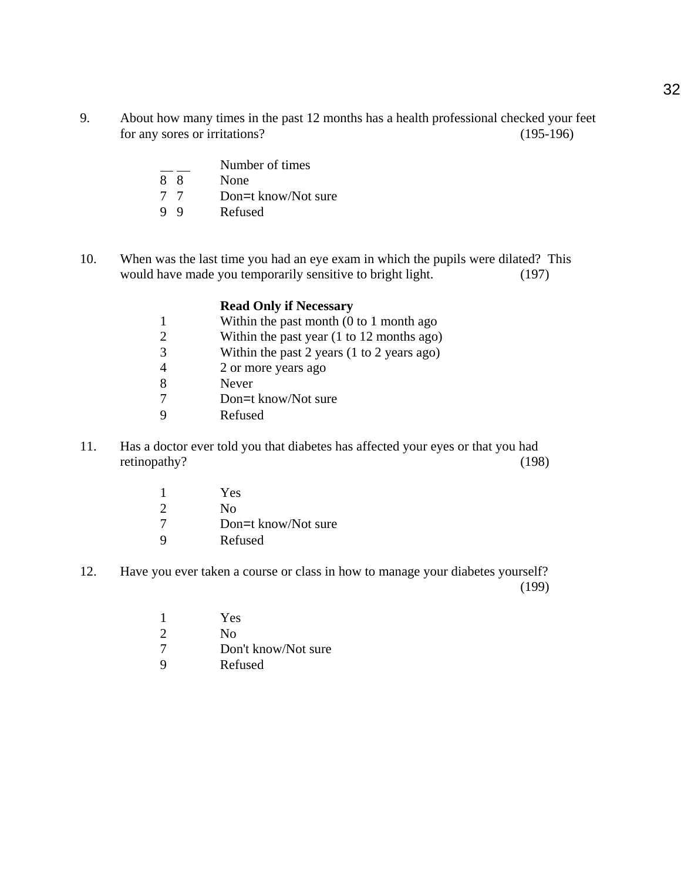9. About how many times in the past 12 months has a health professional checked your feet for any sores or irritations? (195-196)

   | | |
   |---|---|
   | __ __ | Number of times |
   | 8 8 | None |
   | 7 7 | Don=t know/Not sure |
   | 9 9 | Refused |

10. When was the last time you had an eye exam in which the pupils were dilated? This would have made you temporarily sensitive to bright light. (197)

    **Read Only if Necessary**

    | | |
    |---|---|
    | 1 | Within the past month (0 to 1 month ago |
    | 2 | Within the past year (1 to 12 months ago) |
    | 3 | Within the past 2 years (1 to 2 years ago) |
    | 4 | 2 or more years ago |
    | 8 | Never |
    | 7 | Don=t know/Not sure |
    | 9 | Refused |

11. Has a doctor ever told you that diabetes has affected your eyes or that you had retinopathy? (198)

    | | |
    |---|---|
    | 1 | Yes |
    | 2 | No |
    | 7 | Don=t know/Not sure |
    | 9 | Refused |

12. Have you ever taken a course or class in how to manage your diabetes yourself? (199)

    | | |
    |---|---|
    | 1 | Yes |
    | 2 | No |
    | 7 | Don't know/Not sure |
    | 9 | Refused |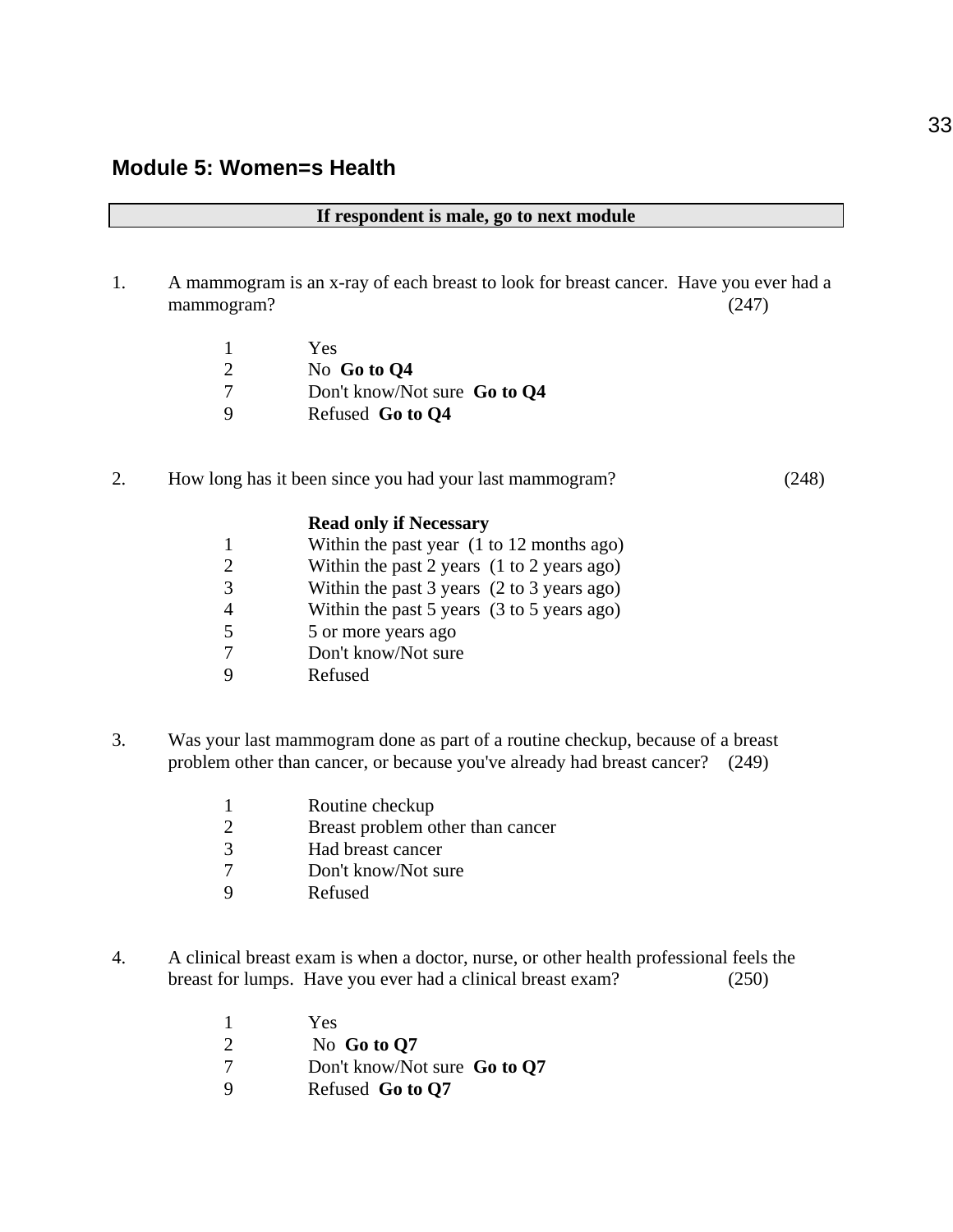## Module 5: Women=s Health

**If respondent is male, go to next module**

1. A mammogram is an x-ray of each breast to look for breast cancer. Have you ever had a mammogram? (247)

   1 Yes
   2 No **Go to Q4**
   7 Don't know/Not sure **Go to Q4**
   9 Refused **Go to Q4**

2. How long has it been since you had your last mammogram? (248)

   **Read only if Necessary**
   1 Within the past year (1 to 12 months ago)
   2 Within the past 2 years (1 to 2 years ago)
   3 Within the past 3 years (2 to 3 years ago)
   4 Within the past 5 years (3 to 5 years ago)
   5 5 or more years ago
   7 Don't know/Not sure
   9 Refused

3. Was your last mammogram done as part of a routine checkup, because of a breast problem other than cancer, or because you've already had breast cancer? (249)

   1 Routine checkup
   2 Breast problem other than cancer
   3 Had breast cancer
   7 Don't know/Not sure
   9 Refused

4. A clinical breast exam is when a doctor, nurse, or other health professional feels the breast for lumps. Have you ever had a clinical breast exam? (250)

   1 Yes
   2 No **Go to Q7**
   7 Don't know/Not sure **Go to Q7**
   9 Refused **Go to Q7**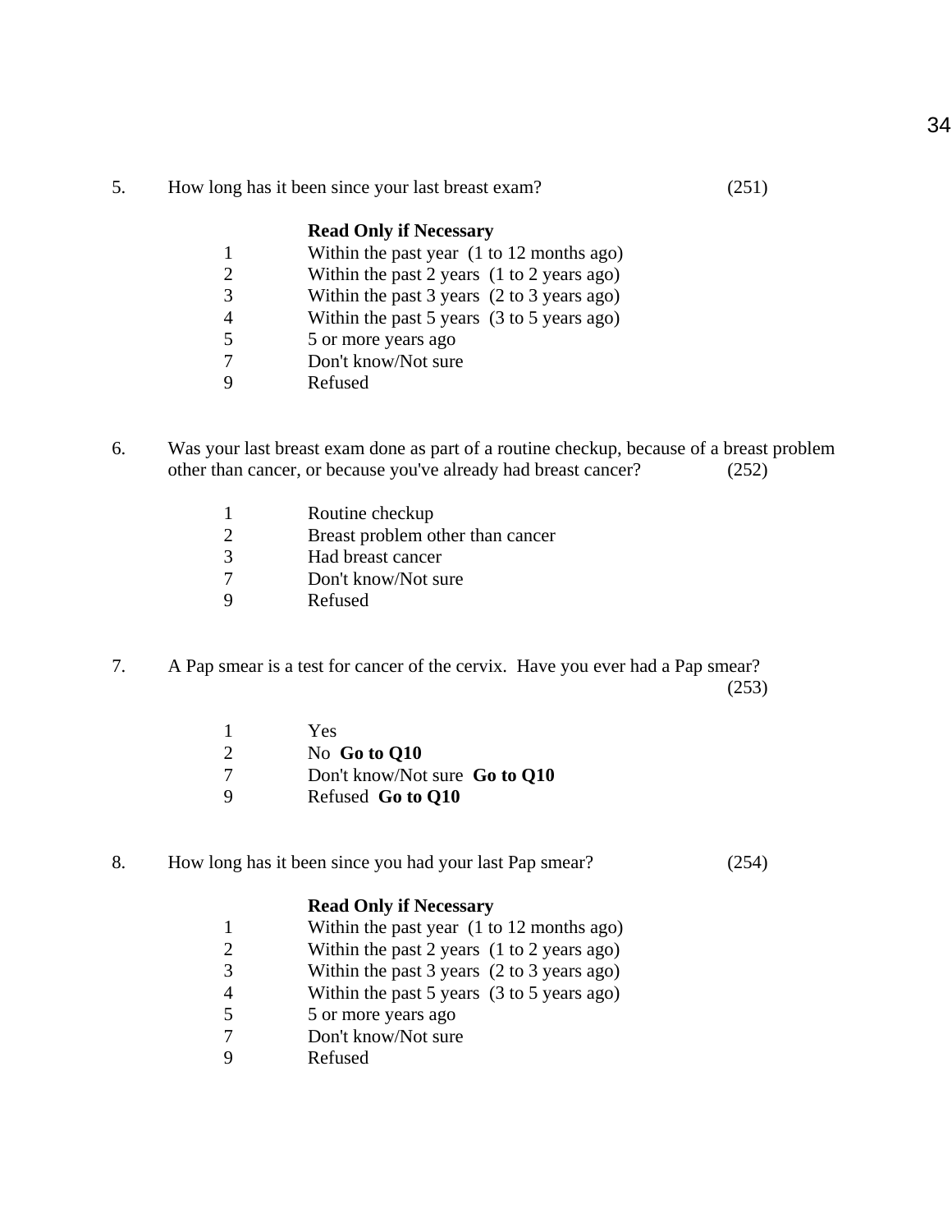5. How long has it been since your last breast exam? (251)

**Read Only if Necessary**

1 Within the past year (1 to 12 months ago)
2 Within the past 2 years (1 to 2 years ago)
3 Within the past 3 years (2 to 3 years ago)
4 Within the past 5 years (3 to 5 years ago)
5 5 or more years ago
7 Don't know/Not sure
9 Refused

6. Was your last breast exam done as part of a routine checkup, because of a breast problem other than cancer, or because you've already had breast cancer? (252)

1 Routine checkup
2 Breast problem other than cancer
3 Had breast cancer
7 Don't know/Not sure
9 Refused

7. A Pap smear is a test for cancer of the cervix. Have you ever had a Pap smear? (253)

1 Yes
2 No **Go to Q10**
7 Don't know/Not sure **Go to Q10**
9 Refused **Go to Q10**

8. How long has it been since you had your last Pap smear? (254)

**Read Only if Necessary**

1 Within the past year (1 to 12 months ago)
2 Within the past 2 years (1 to 2 years ago)
3 Within the past 3 years (2 to 3 years ago)
4 Within the past 5 years (3 to 5 years ago)
5 5 or more years ago
7 Don't know/Not sure
9 Refused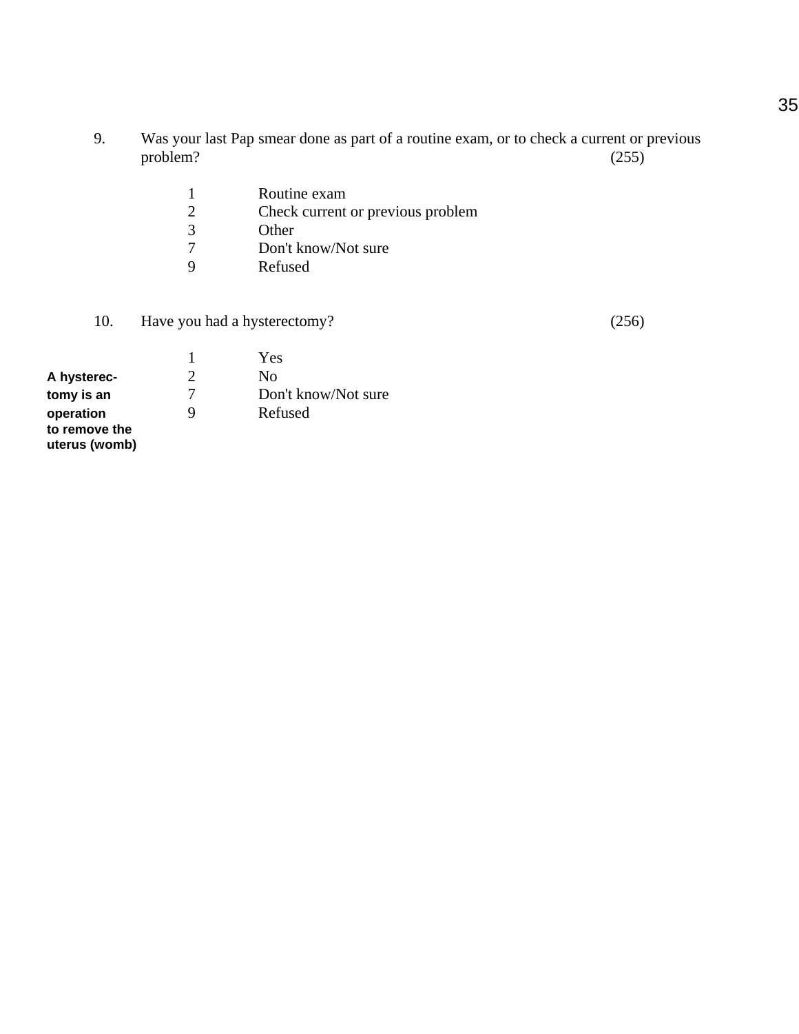9. Was your last Pap smear done as part of a routine exam, or to check a current or previous problem? (255)

   1 Routine exam
   2 Check current or previous problem
   3 Other
   7 Don't know/Not sure
   9 Refused

10. Have you had a hysterectomy? (256)

   1 Yes
   2 No
   7 Don't know/Not sure
   9 Refused

**A hysterectomy is an operation to remove the uterus (womb)**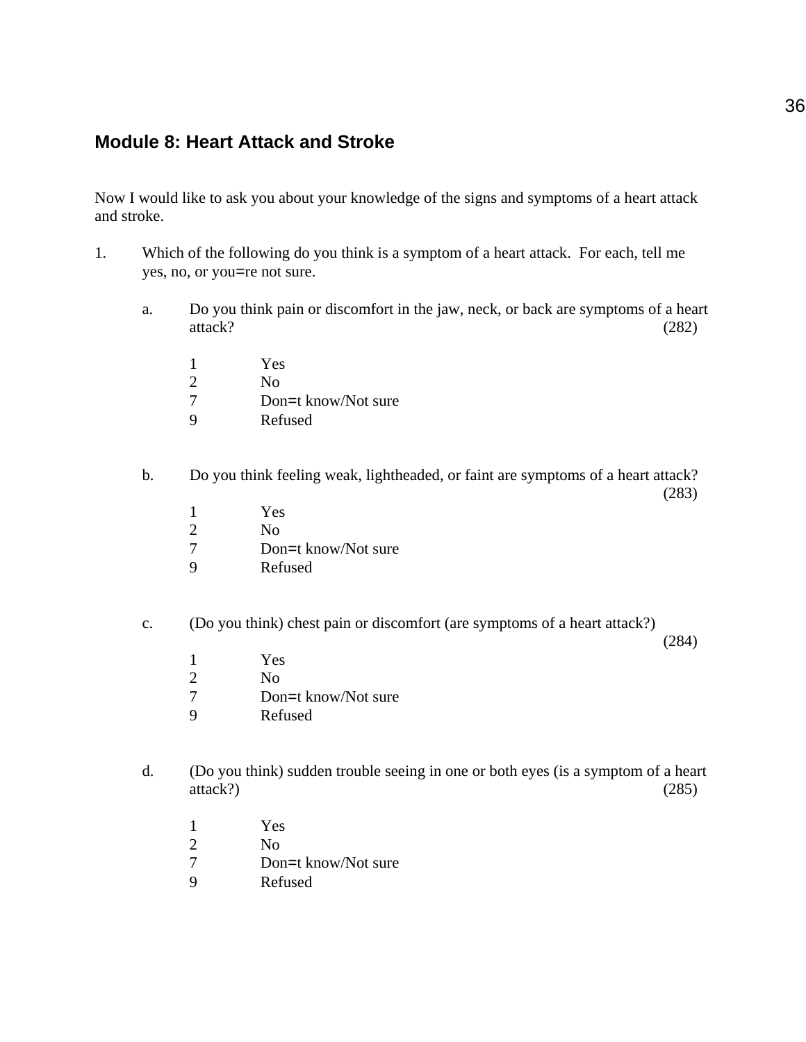## Module 8: Heart Attack and Stroke

Now I would like to ask you about your knowledge of the signs and symptoms of a heart attack and stroke.

1. Which of the following do you think is a symptom of a heart attack. For each, tell me yes, no, or you=re not sure.

   a. Do you think pain or discomfort in the jaw, neck, or back are symptoms of a heart attack? (282)

      1 Yes
      2 No
      7 Don=t know/Not sure
      9 Refused

   b. Do you think feeling weak, lightheaded, or faint are symptoms of a heart attack? (283)

      1 Yes
      2 No
      7 Don=t know/Not sure
      9 Refused

   c. (Do you think) chest pain or discomfort (are symptoms of a heart attack?) (284)

      1 Yes
      2 No
      7 Don=t know/Not sure
      9 Refused

   d. (Do you think) sudden trouble seeing in one or both eyes (is a symptom of a heart attack?) (285)

      1 Yes
      2 No
      7 Don=t know/Not sure
      9 Refused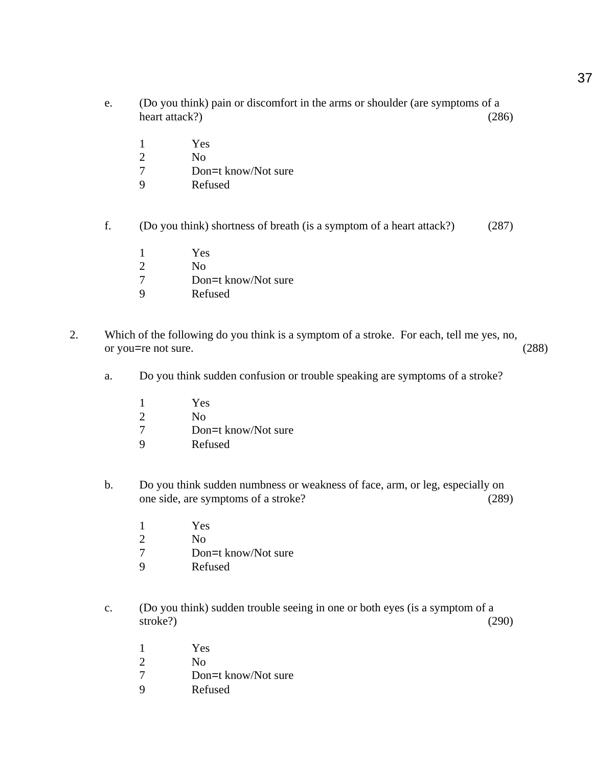e. (Do you think) pain or discomfort in the arms or shoulder (are symptoms of a heart attack?) (286)

   1 Yes
   2 No
   7 Don=t know/Not sure
   9 Refused

f. (Do you think) shortness of breath (is a symptom of a heart attack?) (287)

   1 Yes
   2 No
   7 Don=t know/Not sure
   9 Refused

2. Which of the following do you think is a symptom of a stroke. For each, tell me yes, no, or you=re not sure. (288)

   a. Do you think sudden confusion or trouble speaking are symptoms of a stroke?

      1 Yes
      2 No
      7 Don=t know/Not sure
      9 Refused

   b. Do you think sudden numbness or weakness of face, arm, or leg, especially on one side, are symptoms of a stroke? (289)

      1 Yes
      2 No
      7 Don=t know/Not sure
      9 Refused

   c. (Do you think) sudden trouble seeing in one or both eyes (is a symptom of a stroke?) (290)

      1 Yes
      2 No
      7 Don=t know/Not sure
      9 Refused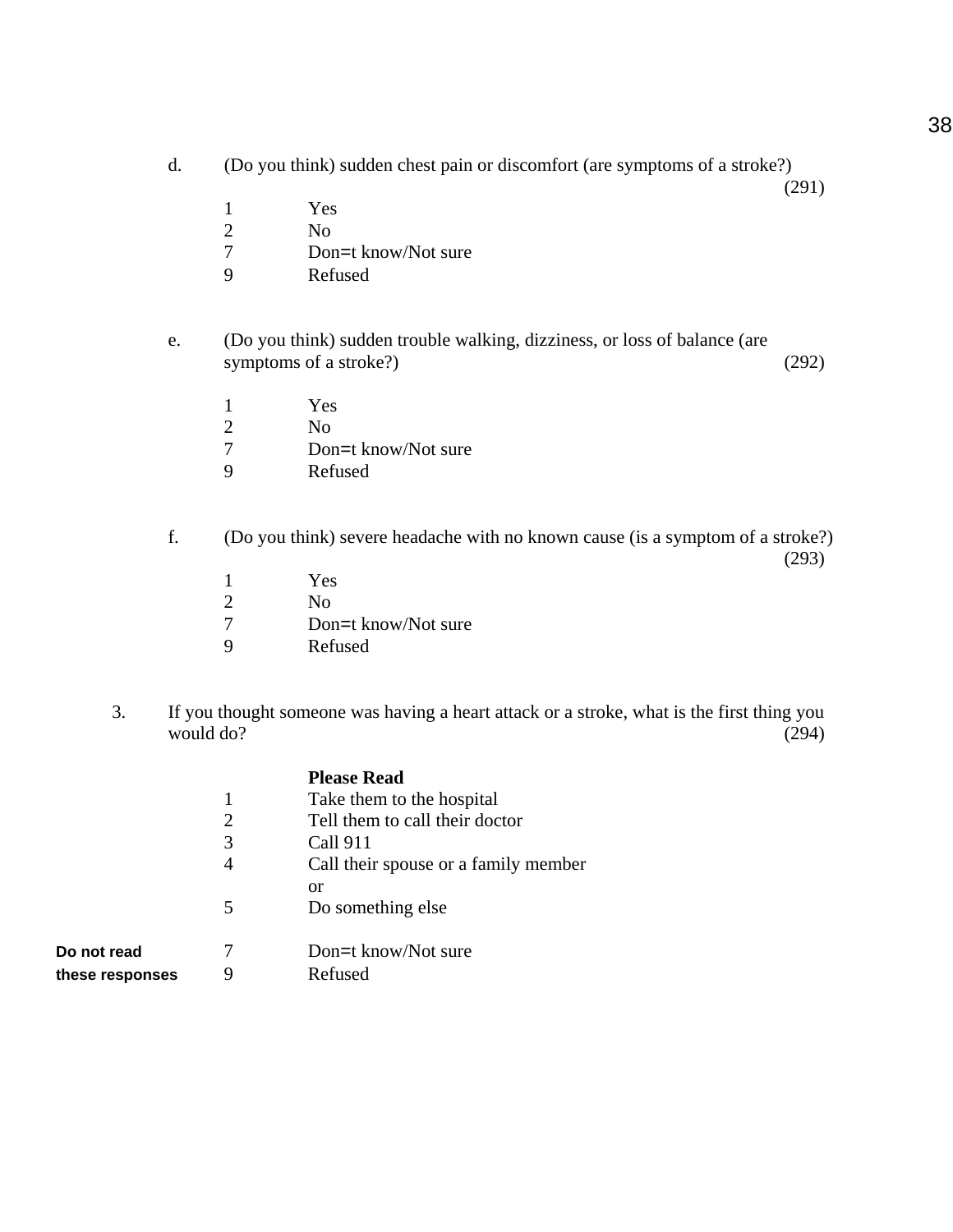d. (Do you think) sudden chest pain or discomfort (are symptoms of a stroke?) (291)

1 Yes
2 No
7 Don=t know/Not sure
9 Refused

e. (Do you think) sudden trouble walking, dizziness, or loss of balance (are symptoms of a stroke?) (292)

1 Yes
2 No
7 Don=t know/Not sure
9 Refused

f. (Do you think) severe headache with no known cause (is a symptom of a stroke?) (293)

1 Yes
2 No
7 Don=t know/Not sure
9 Refused

3. If you thought someone was having a heart attack or a stroke, what is the first thing you would do? (294)

**Please Read**

1 Take them to the hospital
2 Tell them to call their doctor
3 Call 911
4 Call their spouse or a family member
or
5 Do something else

**Do not read these responses**

7 Don=t know/Not sure
9 Refused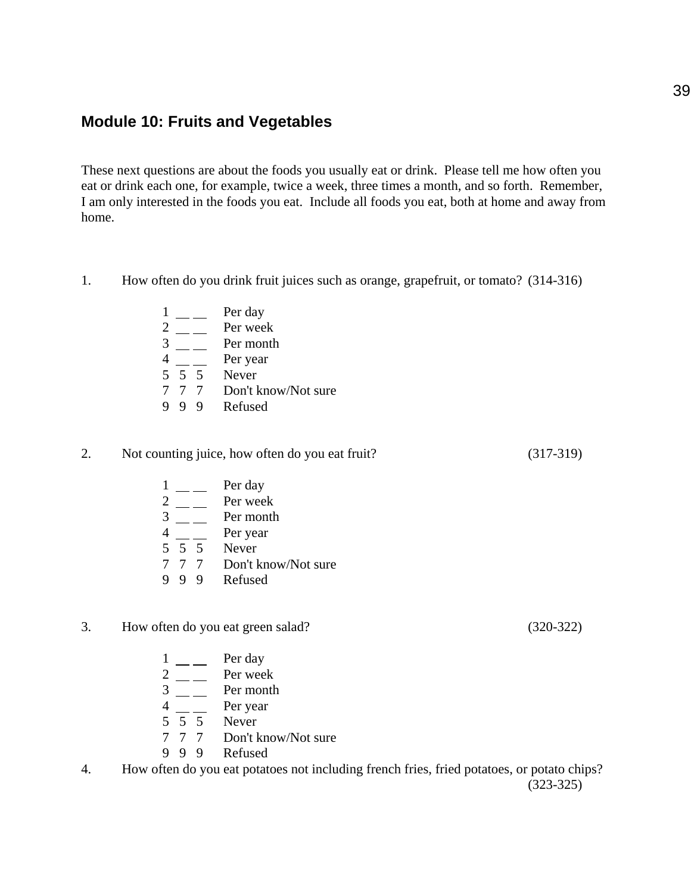## Module 10: Fruits and Vegetables

These next questions are about the foods you usually eat or drink. Please tell me how often you eat or drink each one, for example, twice a week, three times a month, and so forth. Remember, I am only interested in the foods you eat. Include all foods you eat, both at home and away from home.

1. How often do you drink fruit juices such as orange, grapefruit, or tomato? (314-316)

    1 __ __ Per day
    2 __ __ Per week
    3 __ __ Per month
    4 __ __ Per year
    5 5 5 Never
    7 7 7 Don't know/Not sure
    9 9 9 Refused

2. Not counting juice, how often do you eat fruit? (317-319)

    1 __ __ Per day
    2 __ __ Per week
    3 __ __ Per month
    4 __ __ Per year
    5 5 5 Never
    7 7 7 Don't know/Not sure
    9 9 9 Refused

3. How often do you eat green salad? (320-322)

    1 __ __ Per day
    2 __ __ Per week
    3 __ __ Per month
    4 __ __ Per year
    5 5 5 Never
    7 7 7 Don't know/Not sure
    9 9 9 Refused

4. How often do you eat potatoes not including french fries, fried potatoes, or potato chips? (323-325)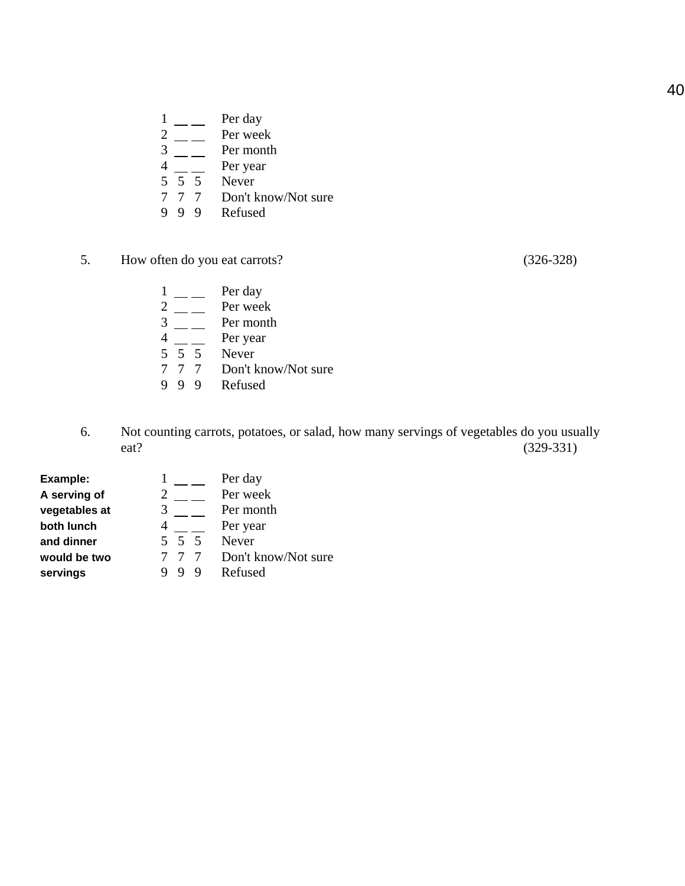1 __ __ Per day
2 __ __ Per week
3 __ __ Per month
4 __ __ Per year
5 5 5 Never
7 7 7 Don't know/Not sure
9 9 9 Refused

5. How often do you eat carrots? (326-328)

1 __ __ Per day
2 __ __ Per week
3 __ __ Per month
4 __ __ Per year
5 5 5 Never
7 7 7 Don't know/Not sure
9 9 9 Refused

6. Not counting carrots, potatoes, or salad, how many servings of vegetables do you usually eat? (329-331)

**Example: A serving of vegetables at both lunch and dinner would be two servings**

1 __ __ Per day
2 __ __ Per week
3 __ __ Per month
4 __ __ Per year
5 5 5 Never
7 7 7 Don't know/Not sure
9 9 9 Refused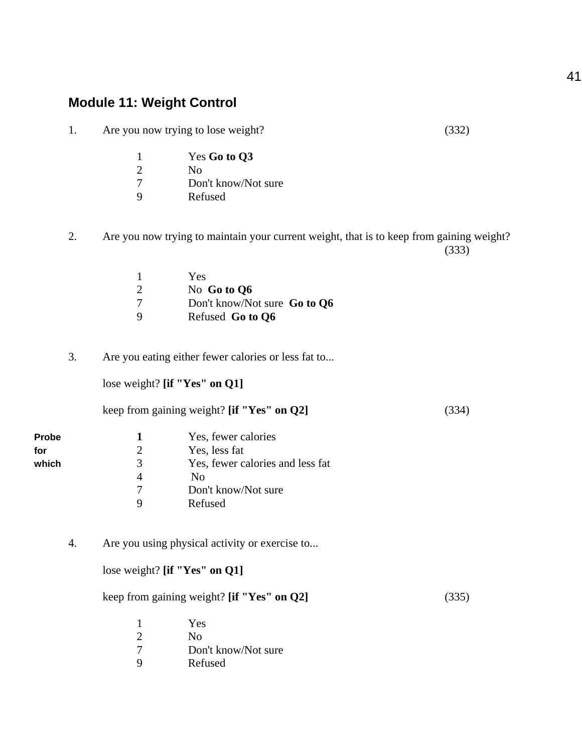## Module 11: Weight Control

1. Are you now trying to lose weight? (332)

   1 Yes **Go to Q3**
   2 No
   7 Don't know/Not sure
   9 Refused

2. Are you now trying to maintain your current weight, that is to keep from gaining weight? (333)

   1 Yes
   2 No **Go to Q6**
   7 Don't know/Not sure **Go to Q6**
   9 Refused **Go to Q6**

3. Are you eating either fewer calories or less fat to...

   lose weight? **[if "Yes" on Q1]**

   keep from gaining weight? **[if "Yes" on Q2]** (334)

   **Probe for which**

   **1** Yes, fewer calories
   2 Yes, less fat
   3 Yes, fewer calories and less fat
   4 No
   7 Don't know/Not sure
   9 Refused

4. Are you using physical activity or exercise to...

   lose weight? **[if "Yes" on Q1]**

   keep from gaining weight? **[if "Yes" on Q2]** (335)

   1 Yes
   2 No
   7 Don't know/Not sure
   9 Refused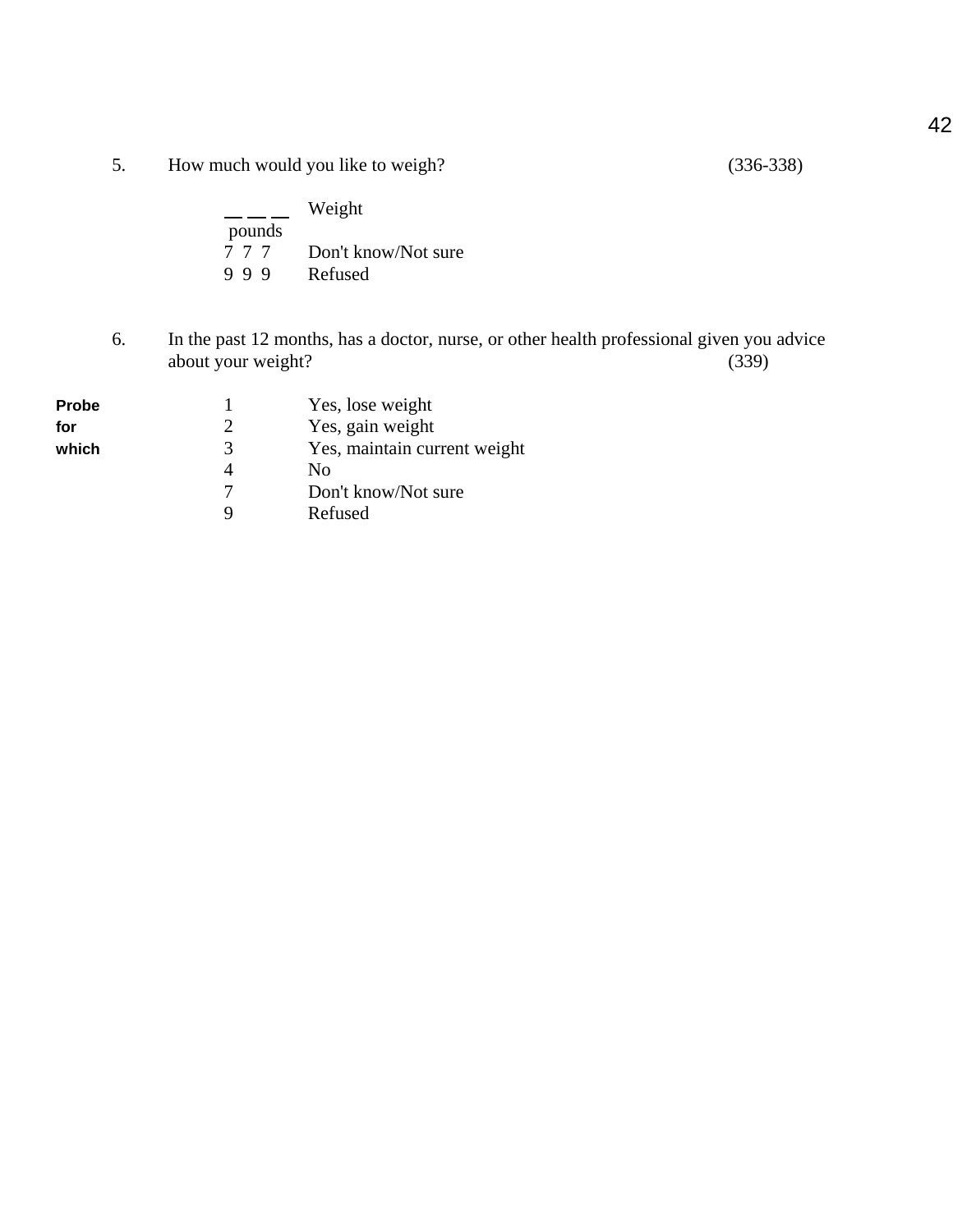5. How much would you like to weigh? (336-338)

| | |
|---|---|
| _ _ _ pounds | Weight |
| 7 7 7 | Don't know/Not sure |
| 9 9 9 | Refused |

6. In the past 12 months, has a doctor, nurse, or other health professional given you advice about your weight? (339)

**Probe for which**

| | |
|---|---|
| 1 | Yes, lose weight |
| 2 | Yes, gain weight |
| 3 | Yes, maintain current weight |
| 4 | No |
| 7 | Don't know/Not sure |
| 9 | Refused |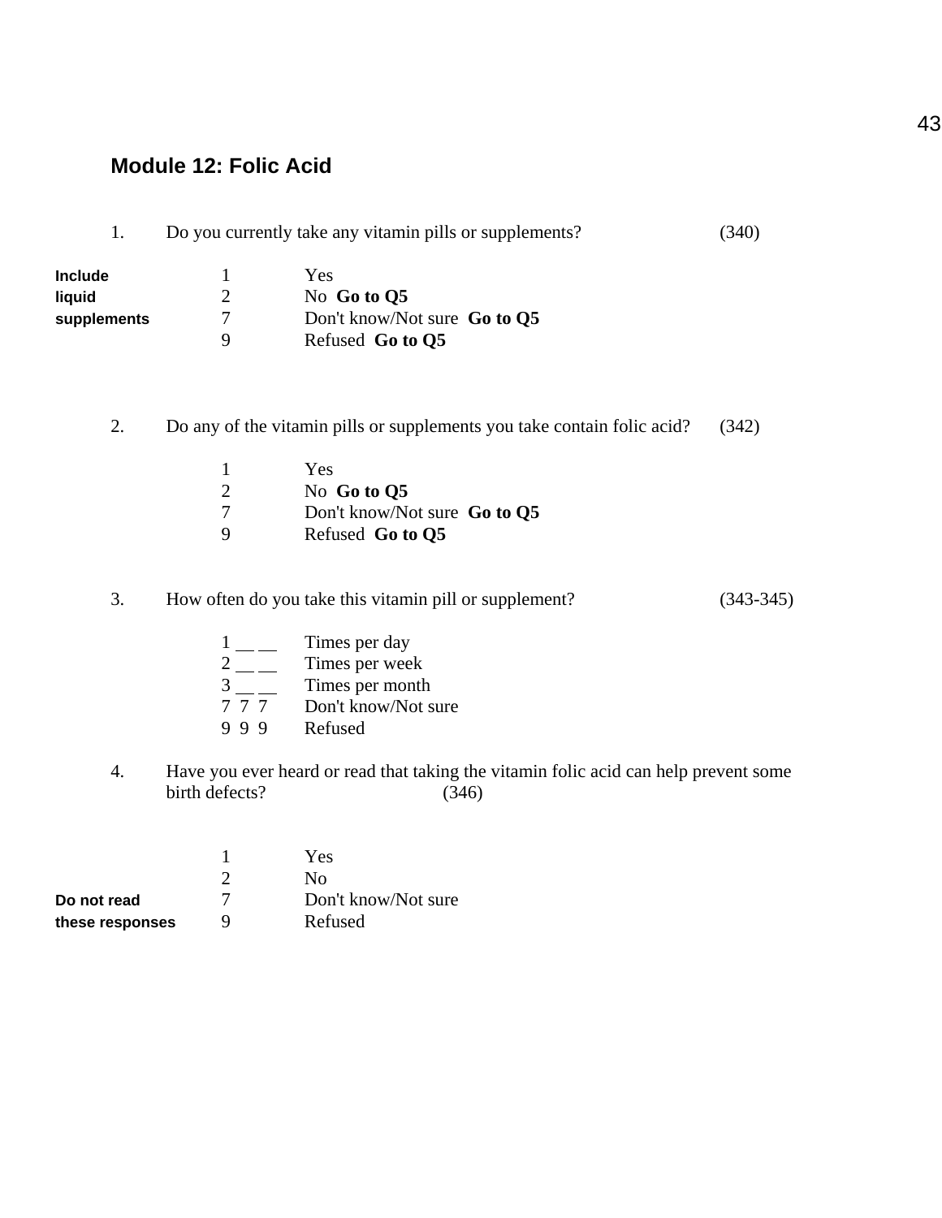## Module 12: Folic Acid

1. Do you currently take any vitamin pills or supplements? (340)

**Include liquid supplements**

1 Yes
2 No **Go to Q5**
7 Don't know/Not sure **Go to Q5**
9 Refused **Go to Q5**

2. Do any of the vitamin pills or supplements you take contain folic acid? (342)

1 Yes
2 No **Go to Q5**
7 Don't know/Not sure **Go to Q5**
9 Refused **Go to Q5**

3. How often do you take this vitamin pill or supplement? (343-345)

1 __ __ Times per day
2 __ __ Times per week
3 __ __ Times per month
7 7 7 Don't know/Not sure
9 9 9 Refused

4. Have you ever heard or read that taking the vitamin folic acid can help prevent some birth defects? (346)

1 Yes
2 No

**Do not read these responses**

7 Don't know/Not sure
9 Refused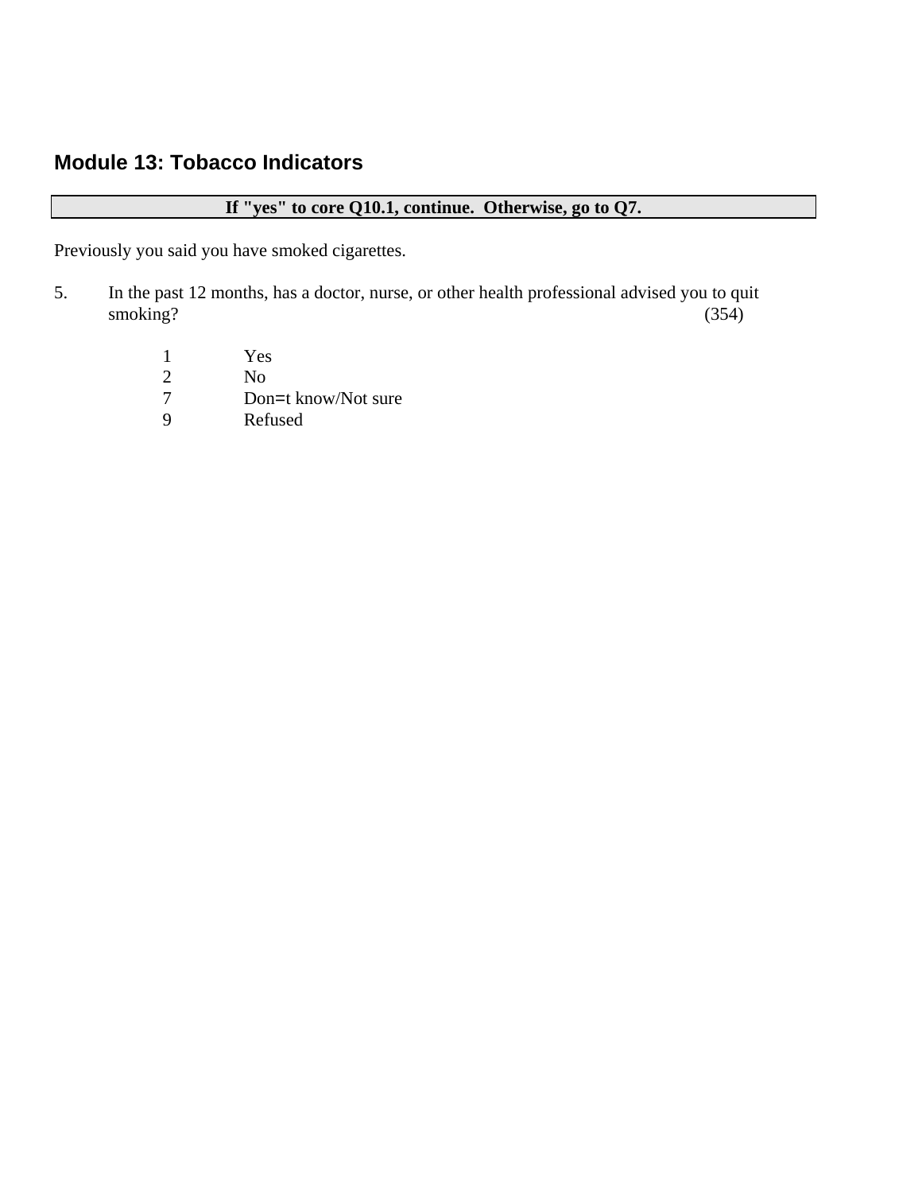## Module 13: Tobacco Indicators

**If "yes" to core Q10.1, continue. Otherwise, go to Q7.**

Previously you said you have smoked cigarettes.

5. In the past 12 months, has a doctor, nurse, or other health professional advised you to quit smoking? (354)

   1 Yes
   2 No
   7 Don=t know/Not sure
   9 Refused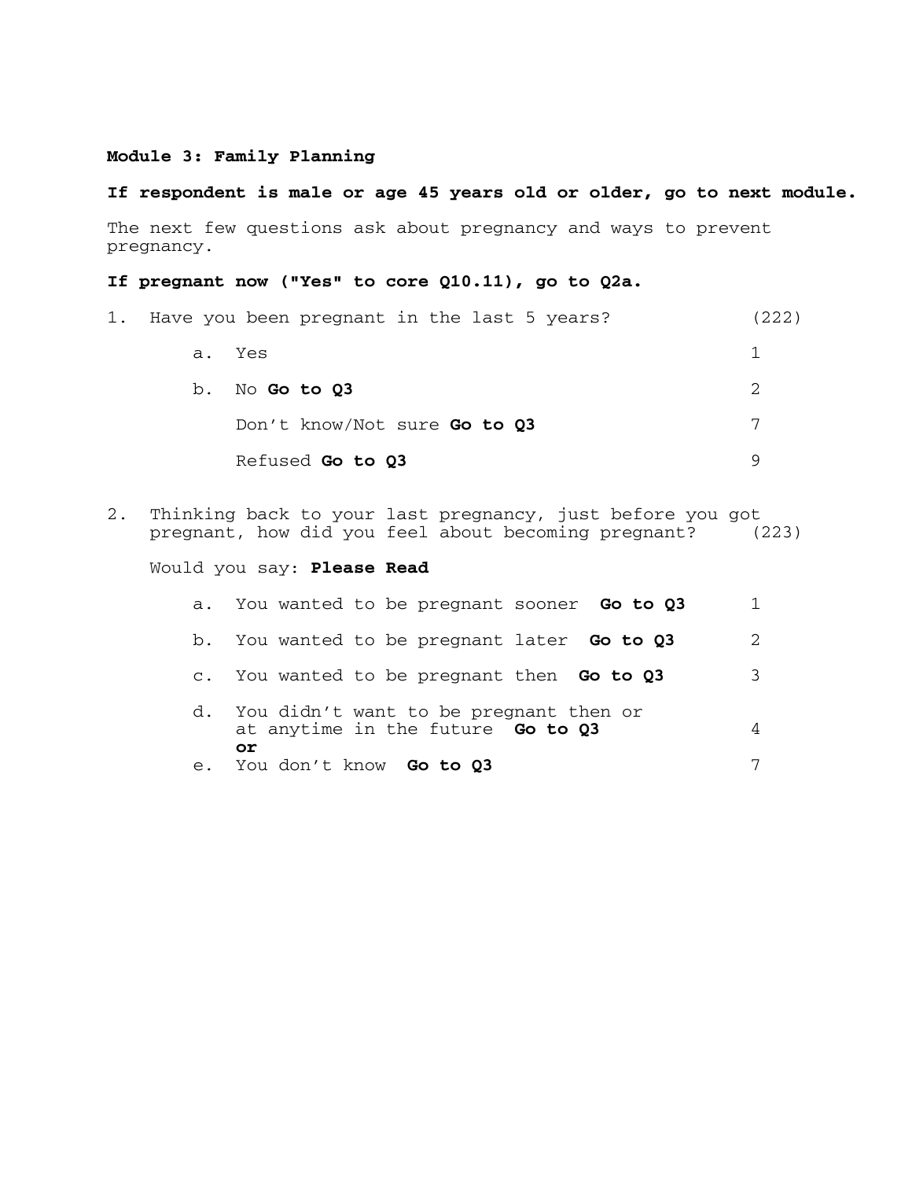**Module 3: Family Planning**

**If respondent is male or age 45 years old or older, go to next module.**

The next few questions ask about pregnancy and ways to prevent pregnancy.

**If pregnant now ("Yes" to core Q10.11), go to Q2a.**

1. Have you been pregnant in the last 5 years? (222)

    a. Yes 1

    b. No **Go to Q3** 2

    Don't know/Not sure **Go to Q3** 7

    Refused **Go to Q3** 9

2. Thinking back to your last pregnancy, just before you got pregnant, how did you feel about becoming pregnant? (223)

    Would you say: **Please Read**

    a. You wanted to be pregnant sooner **Go to Q3** 1

    b. You wanted to be pregnant later **Go to Q3** 2

    c. You wanted to be pregnant then **Go to Q3** 3

    d. You didn't want to be pregnant then or at anytime in the future **Go to Q3** 4
    **or**

    e. You don't know **Go to Q3** 7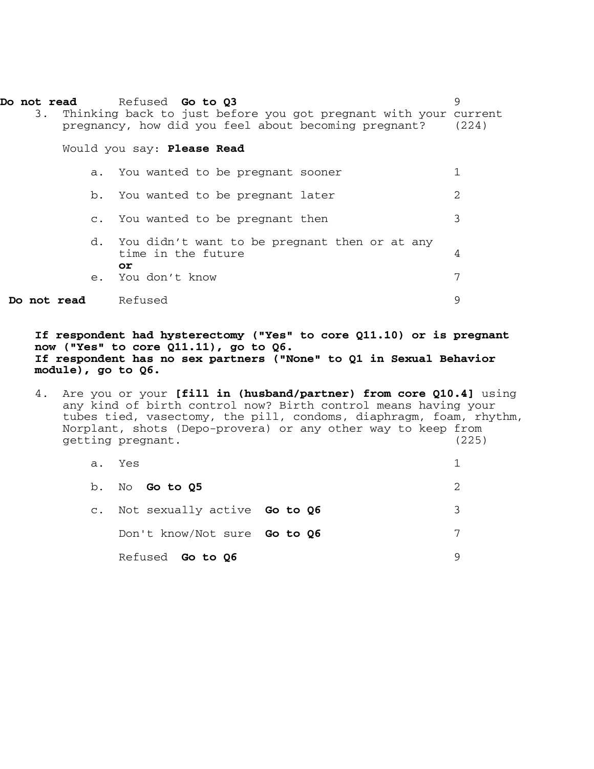**Do not read** Refused **Go to Q3** 9

3. Thinking back to just before you got pregnant with your current pregnancy, how did you feel about becoming pregnant? (224)

   Would you say: **Please Read**

   a. You wanted to be pregnant sooner 1

   b. You wanted to be pregnant later 2

   c. You wanted to be pregnant then 3

   d. You didn't want to be pregnant then or at any time in the future 4

   **or**

   e. You don't know 7

**Do not read** Refused 9

**If respondent had hysterectomy ("Yes" to core Q11.10) or is pregnant now ("Yes" to core Q11.11), go to Q6.**
**If respondent has no sex partners ("None" to Q1 in Sexual Behavior module), go to Q6.**

4. Are you or your **[fill in (husband/partner) from core Q10.4]** using any kind of birth control now? Birth control means having your tubes tied, vasectomy, the pill, condoms, diaphragm, foam, rhythm, Norplant, shots (Depo-provera) or any other way to keep from getting pregnant. (225)

   a. Yes 1

   b. No **Go to Q5** 2

   c. Not sexually active **Go to Q6** 3

   Don't know/Not sure **Go to Q6** 7

   Refused **Go to Q6** 9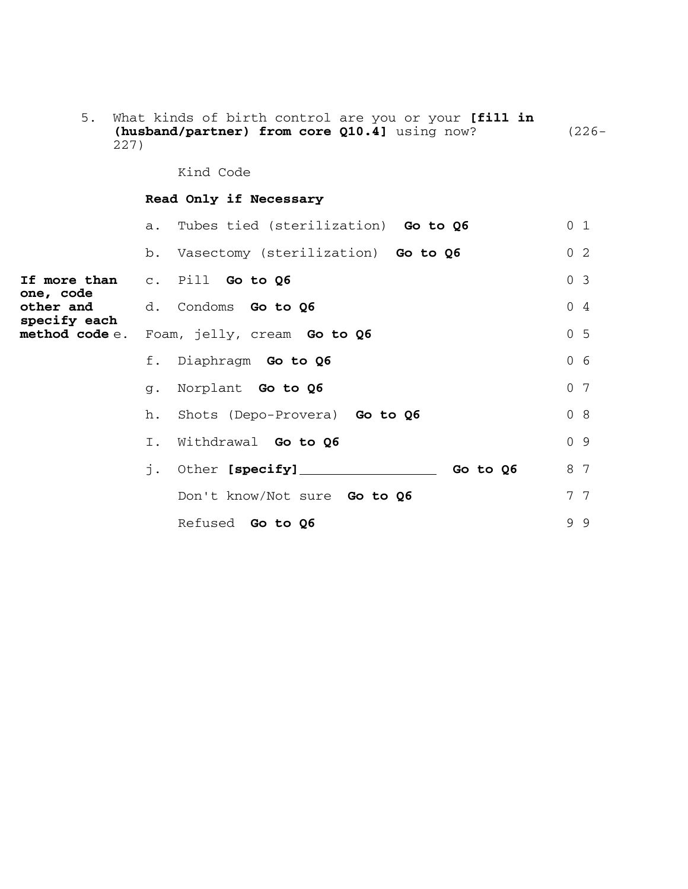5. What kinds of birth control are you or your **[fill in (husband/partner) from core Q10.4]** using now? (226-227)

Kind Code

**Read Only if Necessary**

**If more than one, code other and specify each method code**

| | Kind | Code |
|---|---|---|
| a. | Tubes tied (sterilization) **Go to Q6** | 0 1 |
| b. | Vasectomy (sterilization) **Go to Q6** | 0 2 |
| c. | Pill **Go to Q6** | 0 3 |
| d. | Condoms **Go to Q6** | 0 4 |
| e. | Foam, jelly, cream **Go to Q6** | 0 5 |
| f. | Diaphragm **Go to Q6** | 0 6 |
| g. | Norplant **Go to Q6** | 0 7 |
| h. | Shots (Depo-Provera) **Go to Q6** | 0 8 |
| I. | Withdrawal **Go to Q6** | 0 9 |
| j. | Other **[specify]**_________________ **Go to Q6** | 8 7 |
| | Don't know/Not sure **Go to Q6** | 7 7 |
| | Refused **Go to Q6** | 9 9 |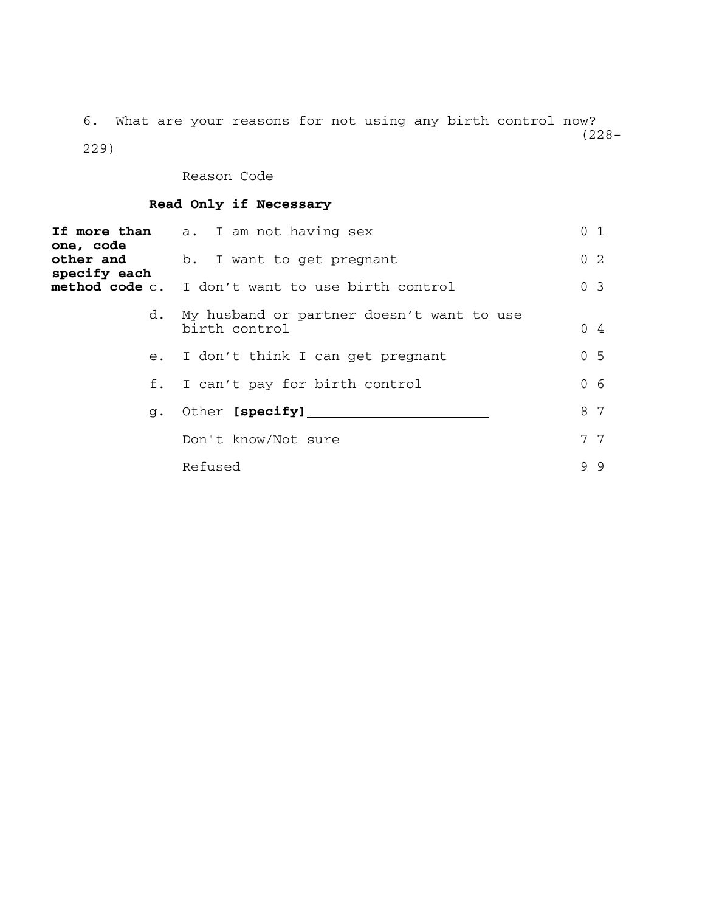6. What are your reasons for not using any birth control now? (228-229)

Reason Code

**Read Only if Necessary**

**If more than one, code other and specify each method code**

| | | |
|---|---|---|
| a. | I am not having sex | 0 1 |
| b. | I want to get pregnant | 0 2 |
| c. | I don't want to use birth control | 0 3 |
| d. | My husband or partner doesn't want to use birth control | 0 4 |
| e. | I don't think I can get pregnant | 0 5 |
| f. | I can't pay for birth control | 0 6 |
| g. | Other **[specify]**\_\_\_\_\_\_\_\_\_\_\_\_\_\_\_\_\_\_\_\_\_\_ | 8 7 |
| | Don't know/Not sure | 7 7 |
| | Refused | 9 9 |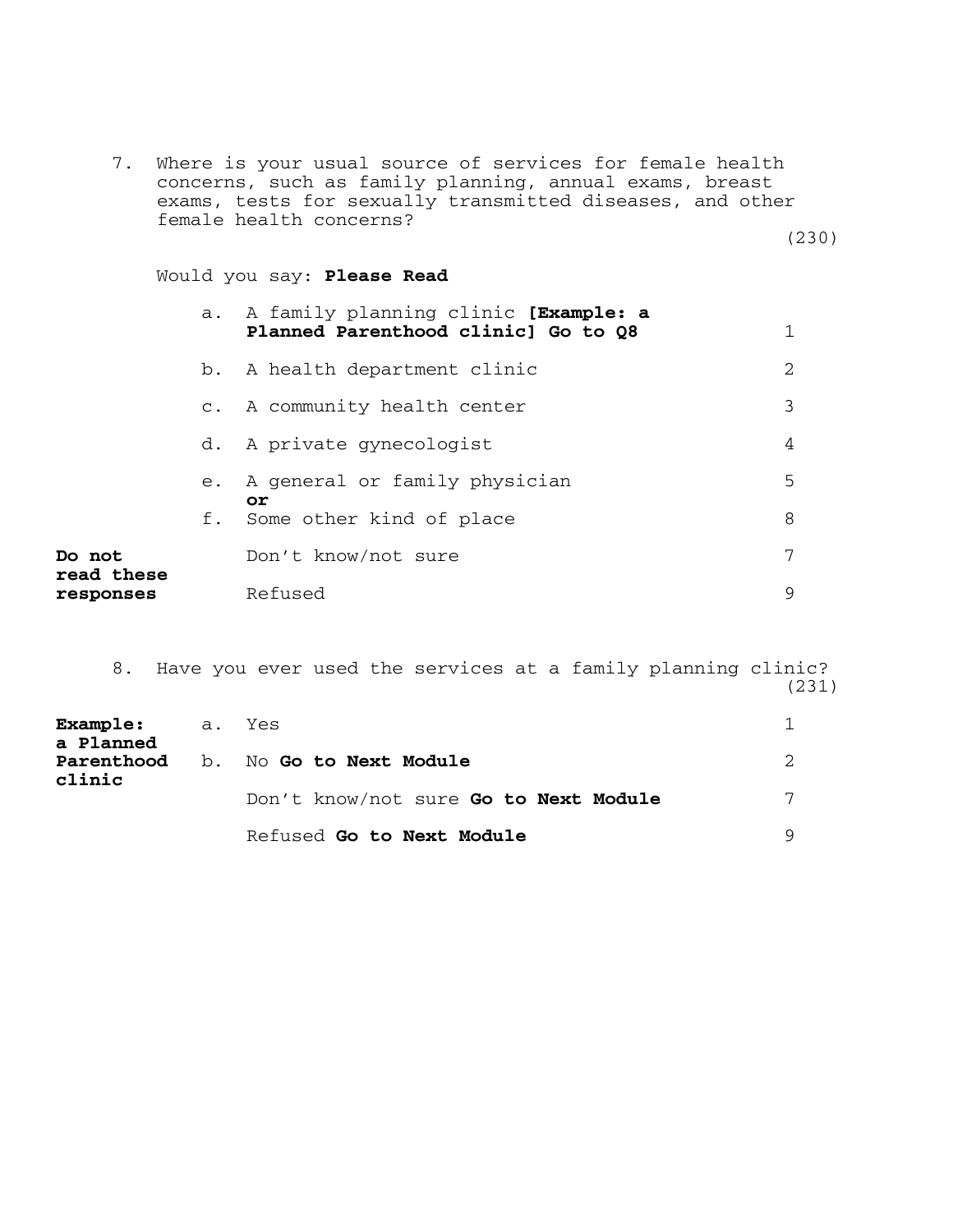7. Where is your usual source of services for female health concerns, such as family planning, annual exams, breast exams, tests for sexually transmitted diseases, and other female health concerns?

(230)

Would you say: **Please Read**

| | | | |
|---|---|---|---|
| | a. | A family planning clinic **[Example: a Planned Parenthood clinic] Go to Q8** | 1 |
| | b. | A health department clinic | 2 |
| | c. | A community health center | 3 |
| | d. | A private gynecologist | 4 |
| | e. | A general or family physician **or** | 5 |
| | f. | Some other kind of place | 8 |
| **Do not read these responses** | | Don't know/not sure | 7 |
| | | Refused | 9 |

8. Have you ever used the services at a family planning clinic?

(231)

| | | | |
|---|---|---|---|
| **Example: a Planned Parenthood clinic** | a. | Yes | 1 |
| | b. | No **Go to Next Module** | 2 |
| | | Don't know/not sure **Go to Next Module** | 7 |
| | | Refused **Go to Next Module** | 9 |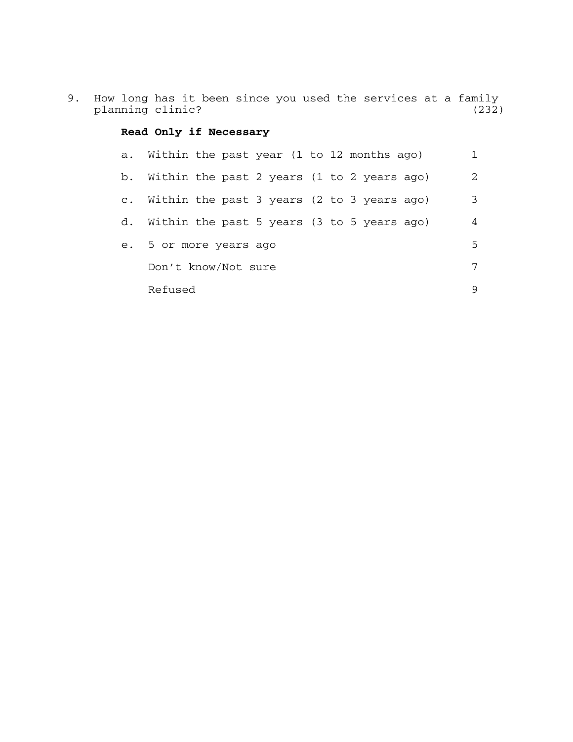9. How long has it been since you used the services at a family planning clinic? (232)

**Read Only if Necessary**

| | | |
|---|---|---|
| a. | Within the past year (1 to 12 months ago) | 1 |
| b. | Within the past 2 years (1 to 2 years ago) | 2 |
| c. | Within the past 3 years (2 to 3 years ago) | 3 |
| d. | Within the past 5 years (3 to 5 years ago) | 4 |
| e. | 5 or more years ago | 5 |
| | Don't know/Not sure | 7 |
| | Refused | 9 |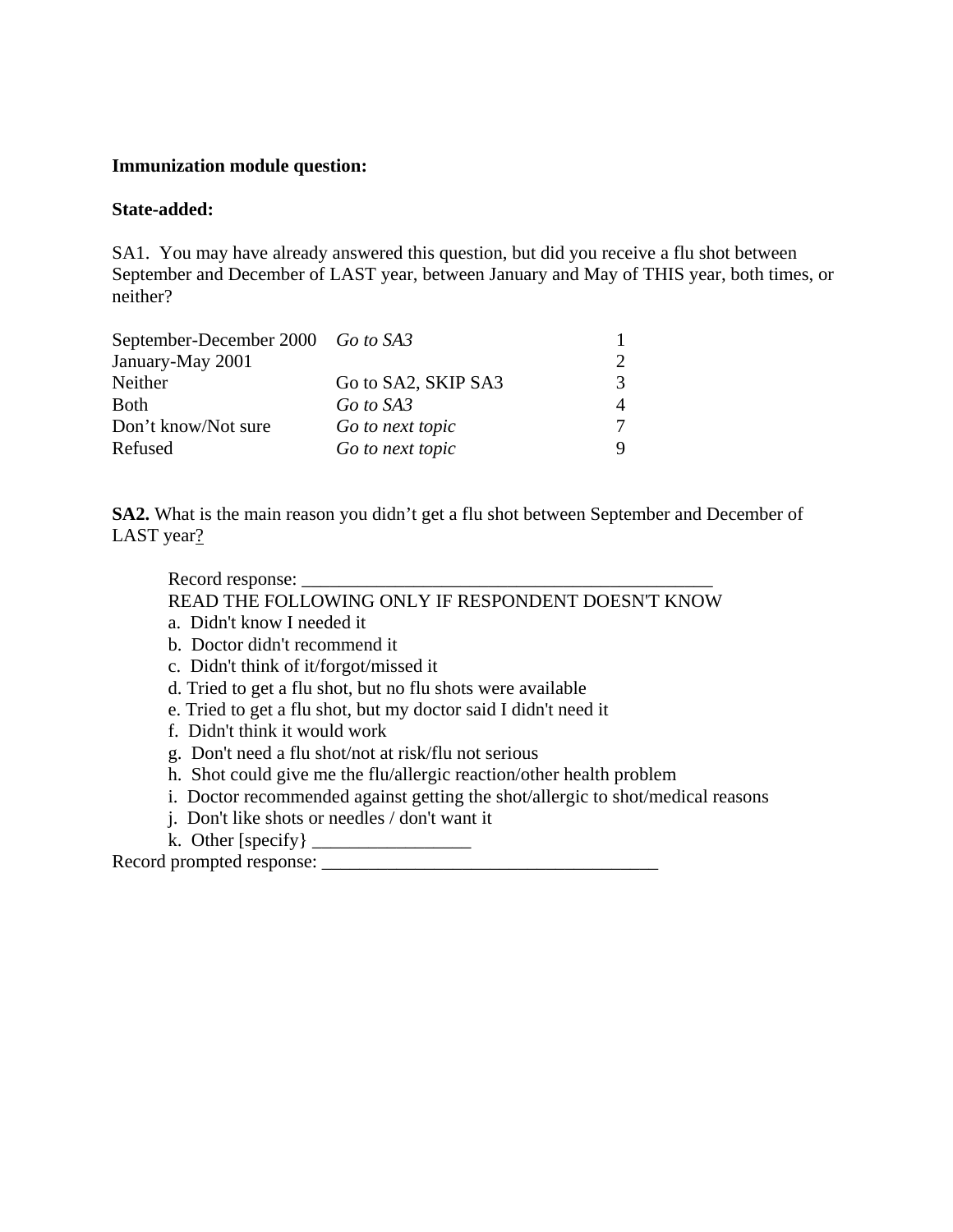**Immunization module question:**

**State-added:**

SA1. You may have already answered this question, but did you receive a flu shot between September and December of LAST year, between January and May of THIS year, both times, or neither?

| | | |
|---|---|---|
| September-December 2000 | *Go to SA3* | 1 |
| January-May 2001 | | 2 |
| Neither | Go to SA2, SKIP SA3 | 3 |
| Both | *Go to SA3* | 4 |
| Don't know/Not sure | *Go to next topic* | 7 |
| Refused | *Go to next topic* | 9 |

**SA2.** What is the main reason you didn't get a flu shot between September and December of LAST year?

Record response: ______________________________________________

READ THE FOLLOWING ONLY IF RESPONDENT DOESN'T KNOW

a. Didn't know I needed it
b. Doctor didn't recommend it
c. Didn't think of it/forgot/missed it
d. Tried to get a flu shot, but no flu shots were available
e. Tried to get a flu shot, but my doctor said I didn't need it
f. Didn't think it would work
g. Don't need a flu shot/not at risk/flu not serious
h. Shot could give me the flu/allergic reaction/other health problem
i. Doctor recommended against getting the shot/allergic to shot/medical reasons
j. Don't like shots or needles / don't want it
k. Other [specify} _________________

Record prompted response: ______________________________________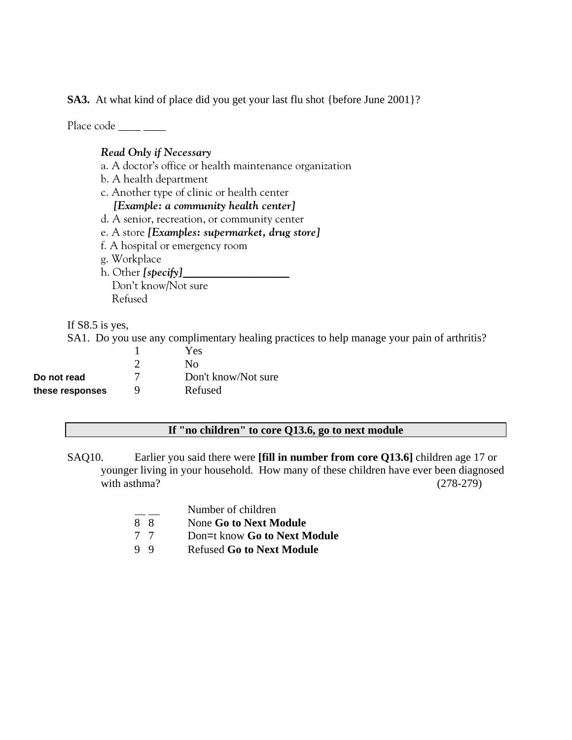**SA3.** At what kind of place did you get your last flu shot {before June 2001}?

Place code ____ ____

*Read Only if Necessary*

a. A doctor's office or health maintenance organization
b. A health department
c. Another type of clinic or health center
*[Example: a community health center]*
d. A senior, recreation, or community center
e. A store *[Examples: supermarket, drug store]*
f. A hospital or emergency room
g. Workplace
h. Other *[specify]*___________________
Don't know/Not sure
Refused

If S8.5 is yes,

SA1. Do you use any complimentary healing practices to help manage your pain of arthritis?

| | | |
|---|---|---|
| | 1 | Yes |
| | 2 | No |
| **Do not read** | 7 | Don't know/Not sure |
| **these responses** | 9 | Refused |

**If "no children" to core Q13.6, go to next module**

SAQ10. Earlier you said there were **[fill in number from core Q13.6]** children age 17 or younger living in your household. How many of these children have ever been diagnosed with asthma? (278-279)

| | |
|---|---|
| __ __ | Number of children |
| 8 8 | None **Go to Next Module** |
| 7 7 | Don=t know **Go to Next Module** |
| 9 9 | Refused **Go to Next Module** |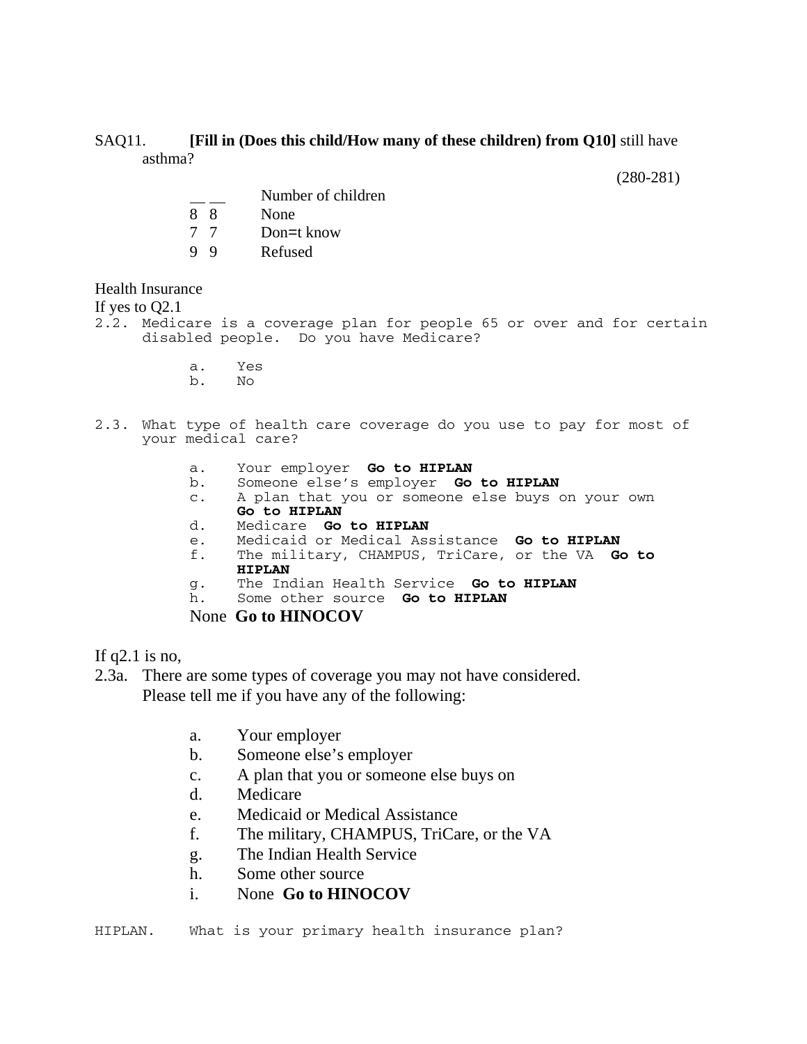SAQ11. **[Fill in (Does this child/How many of these children) from Q10]** still have asthma?

(280-281)

- __ __ Number of children
- 8 8 None
- 7 7 Don=t know
- 9 9 Refused

Health Insurance

If yes to Q2.1

2.2. Medicare is a coverage plan for people 65 or over and for certain disabled people. Do you have Medicare?

- a. Yes
- b. No

2.3. What type of health care coverage do you use to pay for most of your medical care?

- a. Your employer **Go to HIPLAN**
- b. Someone else's employer **Go to HIPLAN**
- c. A plan that you or someone else buys on your own **Go to HIPLAN**
- d. Medicare **Go to HIPLAN**
- e. Medicaid or Medical Assistance **Go to HIPLAN**
- f. The military, CHAMPUS, TriCare, or the VA **Go to HIPLAN**
- g. The Indian Health Service **Go to HIPLAN**
- h. Some other source **Go to HIPLAN**
- None **Go to HINOCOV**

If q2.1 is no,

2.3a. There are some types of coverage you may not have considered. Please tell me if you have any of the following:

- a. Your employer
- b. Someone else's employer
- c. A plan that you or someone else buys on
- d. Medicare
- e. Medicaid or Medical Assistance
- f. The military, CHAMPUS, TriCare, or the VA
- g. The Indian Health Service
- h. Some other source
- i. None **Go to HINOCOV**

HIPLAN. What is your primary health insurance plan?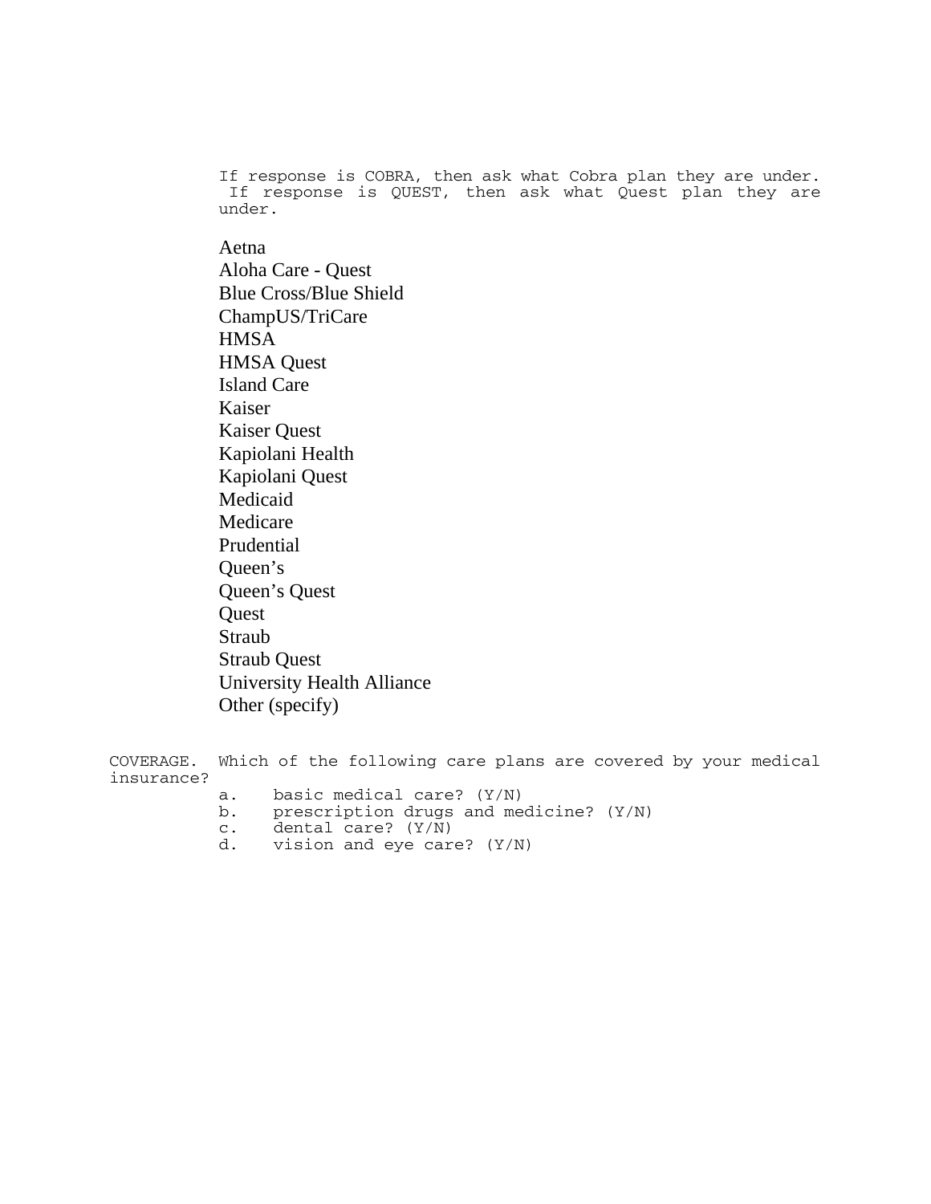If response is COBRA, then ask what Cobra plan they are under. If response is QUEST, then ask what Quest plan they are under.

Aetna
Aloha Care - Quest
Blue Cross/Blue Shield
ChampUS/TriCare
HMSA
HMSA Quest
Island Care
Kaiser
Kaiser Quest
Kapiolani Health
Kapiolani Quest
Medicaid
Medicare
Prudential
Queen's
Queen's Quest
Quest
Straub
Straub Quest
University Health Alliance
Other (specify)

COVERAGE. Which of the following care plans are covered by your medical insurance?

a. basic medical care? (Y/N)
b. prescription drugs and medicine? (Y/N)
c. dental care? (Y/N)
d. vision and eye care? (Y/N)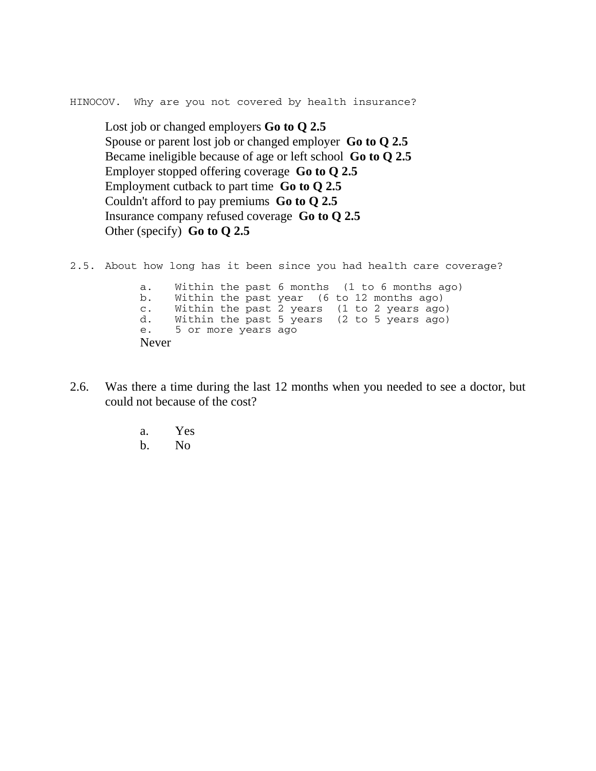HINOCOV. Why are you not covered by health insurance?

Lost job or changed employers **Go to Q 2.5**
Spouse or parent lost job or changed employer **Go to Q 2.5**
Became ineligible because of age or left school **Go to Q 2.5**
Employer stopped offering coverage **Go to Q 2.5**
Employment cutback to part time **Go to Q 2.5**
Couldn't afford to pay premiums **Go to Q 2.5**
Insurance company refused coverage **Go to Q 2.5**
Other (specify) **Go to Q 2.5**

2.5. About how long has it been since you had health care coverage?

a. Within the past 6 months (1 to 6 months ago)
b. Within the past year (6 to 12 months ago)
c. Within the past 2 years (1 to 2 years ago)
d. Within the past 5 years (2 to 5 years ago)
e. 5 or more years ago
Never

2.6. Was there a time during the last 12 months when you needed to see a doctor, but could not because of the cost?

a. Yes
b. No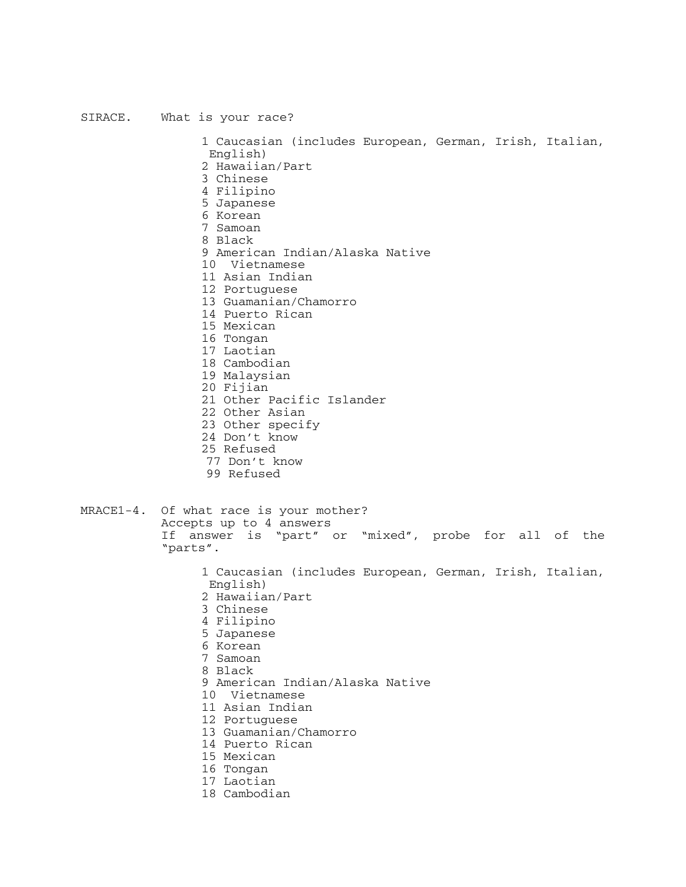SIRACE. What is your race?

1 Caucasian (includes European, German, Irish, Italian, English)
2 Hawaiian/Part
3 Chinese
4 Filipino
5 Japanese
6 Korean
7 Samoan
8 Black
9 American Indian/Alaska Native
10 Vietnamese
11 Asian Indian
12 Portuguese
13 Guamanian/Chamorro
14 Puerto Rican
15 Mexican
16 Tongan
17 Laotian
18 Cambodian
19 Malaysian
20 Fijian
21 Other Pacific Islander
22 Other Asian
23 Other specify
24 Don't know
25 Refused
77 Don't know
99 Refused

MRACE1-4. Of what race is your mother?
Accepts up to 4 answers
If answer is "part" or "mixed", probe for all of the "parts".

1 Caucasian (includes European, German, Irish, Italian, English)
2 Hawaiian/Part
3 Chinese
4 Filipino
5 Japanese
6 Korean
7 Samoan
8 Black
9 American Indian/Alaska Native
10 Vietnamese
11 Asian Indian
12 Portuguese
13 Guamanian/Chamorro
14 Puerto Rican
15 Mexican
16 Tongan
17 Laotian
18 Cambodian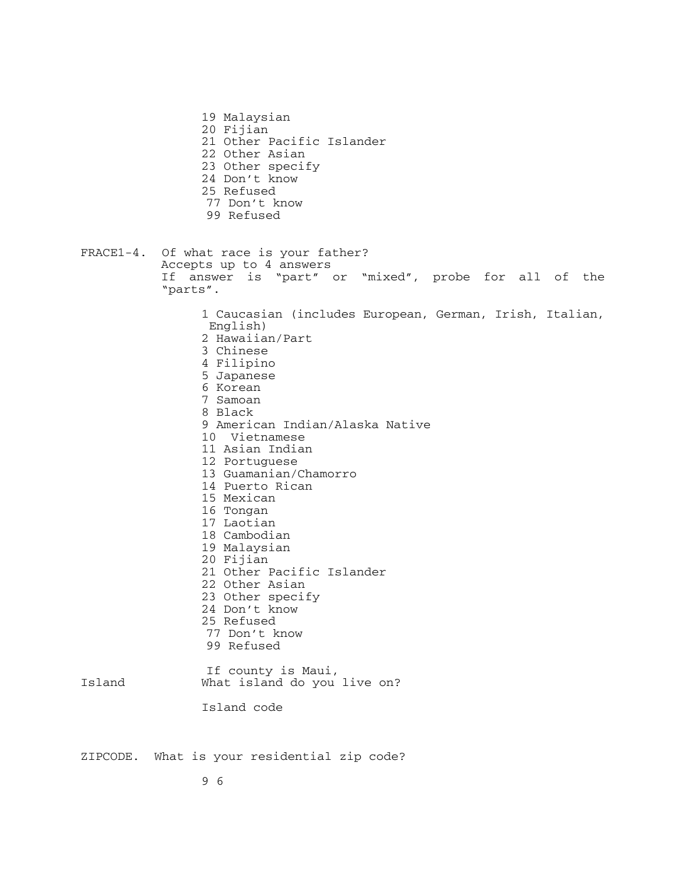19 Malaysian
20 Fijian
21 Other Pacific Islander
22 Other Asian
23 Other specify
24 Don't know
25 Refused
77 Don't know
99 Refused

**FRACE1-4.** Of what race is your father?
Accepts up to 4 answers
If answer is "part" or "mixed", probe for all of the "parts".

1 Caucasian (includes European, German, Irish, Italian, English)
2 Hawaiian/Part
3 Chinese
4 Filipino
5 Japanese
6 Korean
7 Samoan
8 Black
9 American Indian/Alaska Native
10 Vietnamese
11 Asian Indian
12 Portuguese
13 Guamanian/Chamorro
14 Puerto Rican
15 Mexican
16 Tongan
17 Laotian
18 Cambodian
19 Malaysian
20 Fijian
21 Other Pacific Islander
22 Other Asian
23 Other specify
24 Don't know
25 Refused
77 Don't know
99 Refused

If county is Maui,

**Island** What island do you live on?

Island code

**ZIPCODE.** What is your residential zip code?

9 6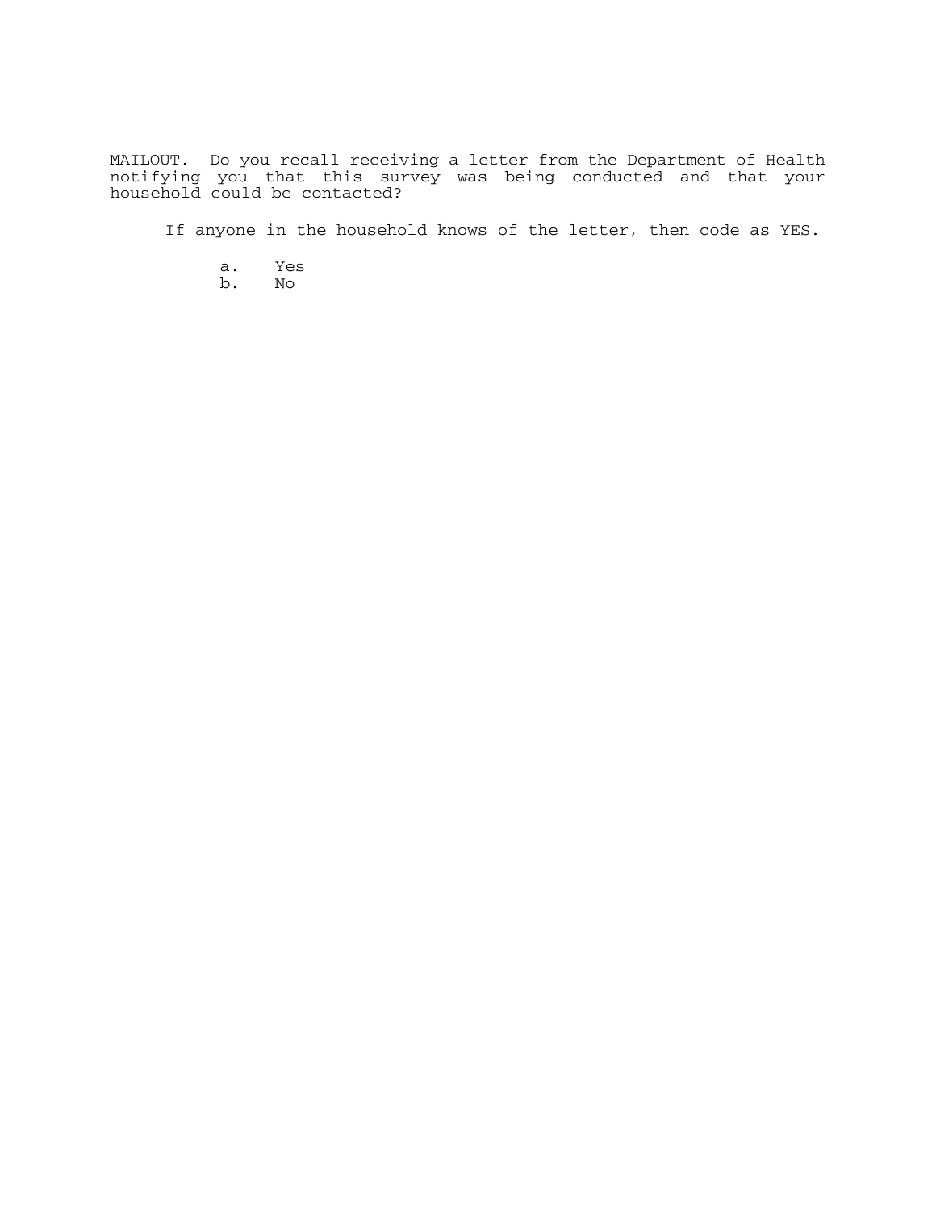MAILOUT. Do you recall receiving a letter from the Department of Health notifying you that this survey was being conducted and that your household could be contacted?

If anyone in the household knows of the letter, then code as YES.

a. Yes
b. No